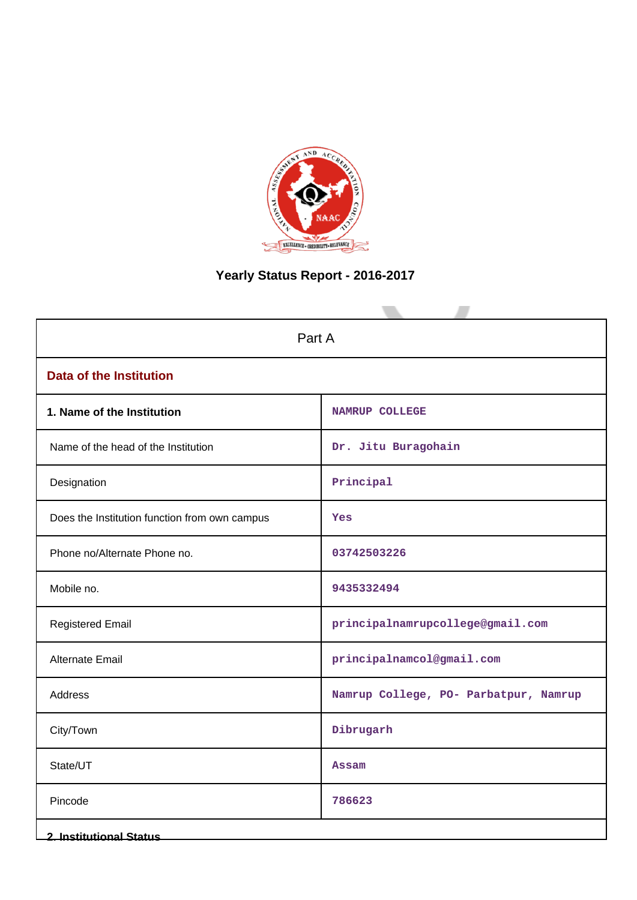# Yearly Status Report - 2016-2017

| Part A | |
|---|---|
| **Data of the Institution** | |
| **1. Name of the Institution** | NAMRUP COLLEGE |
| Name of the head of the Institution | Dr. Jitu Buragohain |
| Designation | Principal |
| Does the Institution function from own campus | Yes |
| Phone no/Alternate Phone no. | 03742503226 |
| Mobile no. | 9435332494 |
| Registered Email | principalnamrupcollege@gmail.com |
| Alternate Email | principalnamcol@gmail.com |
| Address | Namrup College, PO- Parbatpur, Namrup |
| City/Town | Dibrugarh |
| State/UT | Assam |
| Pincode | 786623 |

**2. Institutional Status**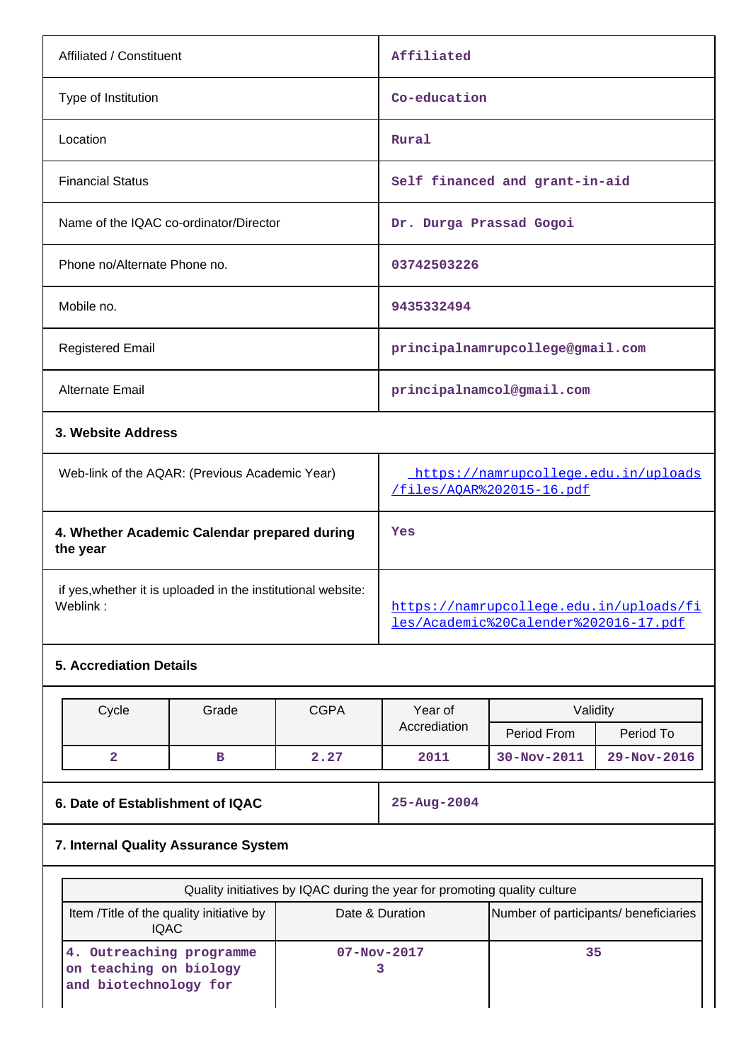| | |
|---|---|
| Affiliated / Constituent | Affiliated |
| Type of Institution | Co-education |
| Location | Rural |
| Financial Status | Self financed and grant-in-aid |
| Name of the IQAC co-ordinator/Director | Dr. Durga Prassad Gogoi |
| Phone no/Alternate Phone no. | 03742503226 |
| Mobile no. | 9435332494 |
| Registered Email | principalnamrupcollege@gmail.com |
| Alternate Email | principalnamcol@gmail.com |

### 3. Website Address

| | |
|---|---|
| Web-link of the AQAR: (Previous Academic Year) | https://namrupcollege.edu.in/uploads/files/AQAR%202015-16.pdf |
| **4. Whether Academic Calendar prepared during the year** | Yes |
| if yes,whether it is uploaded in the institutional website: Weblink : | https://namrupcollege.edu.in/uploads/files/Academic%20Calender%202016-17.pdf |

### 5. Accreditation Details

| Cycle | Grade | CGPA | Year of Accrediation | Validity | |
|---|---|---|---|---|---|
| | | | | Period From | Period To |
| 2 | B | 2.27 | 2011 | 30-Nov-2011 | 29-Nov-2016 |

| | |
|---|---|
| **6. Date of Establishment of IQAC** | 25-Aug-2004 |

### 7. Internal Quality Assurance System

| Quality initiatives by IQAC during the year for promoting quality culture | | |
|---|---|---|
| Item /Title of the quality initiative by IQAC | Date & Duration | Number of participants/ beneficiaries |
| 4. Outreaching programme on teaching on biology and biotechnology for | 07-Nov-2017<br>3 | 35 |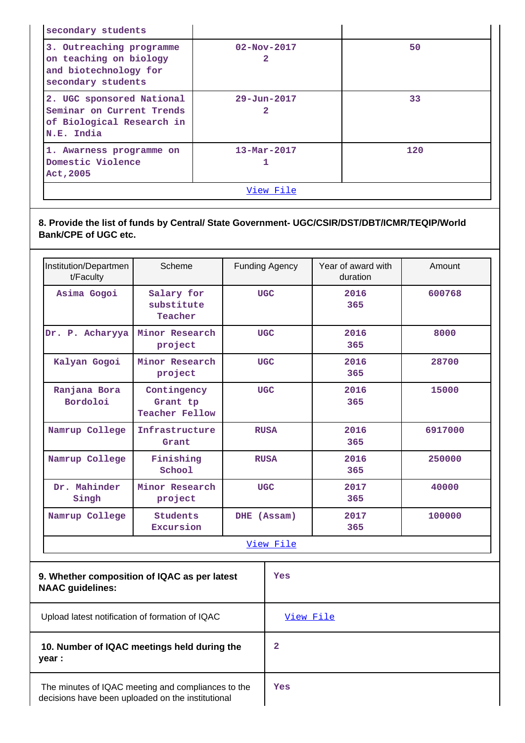| | | |
|---|---|---|
| secondary students | | |
| 3. Outreaching programme on teaching on biology and biotechnology for secondary students | 02-Nov-2017 2 | 50 |
| 2. UGC sponsored National Seminar on Current Trends of Biological Research in N.E. India | 29-Jun-2017 2 | 33 |
| 1. Awarness programme on Domestic Violence Act,2005 | 13-Mar-2017 1 | 120 |
| View File | | |

**8. Provide the list of funds by Central/ State Government- UGC/CSIR/DST/DBT/ICMR/TEQIP/World Bank/CPE of UGC etc.**

| Institution/Department/Faculty | Scheme | Funding Agency | Year of award with duration | Amount |
|---|---|---|---|---|
| Asima Gogoi | Salary for substitute Teacher | UGC | 2016 365 | 600768 |
| Dr. P. Acharyya | Minor Research project | UGC | 2016 365 | 8000 |
| Kalyan Gogoi | Minor Research project | UGC | 2016 365 | 28700 |
| Ranjana Bora Bordoloi | Contingency Grant tp Teacher Fellow | UGC | 2016 365 | 15000 |
| Namrup College | Infrastructure Grant | RUSA | 2016 365 | 6917000 |
| Namrup College | Finishing School | RUSA | 2016 365 | 250000 |
| Dr. Mahinder Singh | Minor Research project | UGC | 2017 365 | 40000 |
| Namrup College | Students Excursion | DHE (Assam) | 2017 365 | 100000 |
| View File | | | | |

| | |
|---|---|
| **9. Whether composition of IQAC as per latest NAAC guidelines:** | Yes |
| Upload latest notification of formation of IQAC | View File |
| **10. Number of IQAC meetings held during the year :** | 2 |
| The minutes of IQAC meeting and compliances to the decisions have been uploaded on the institutional | Yes |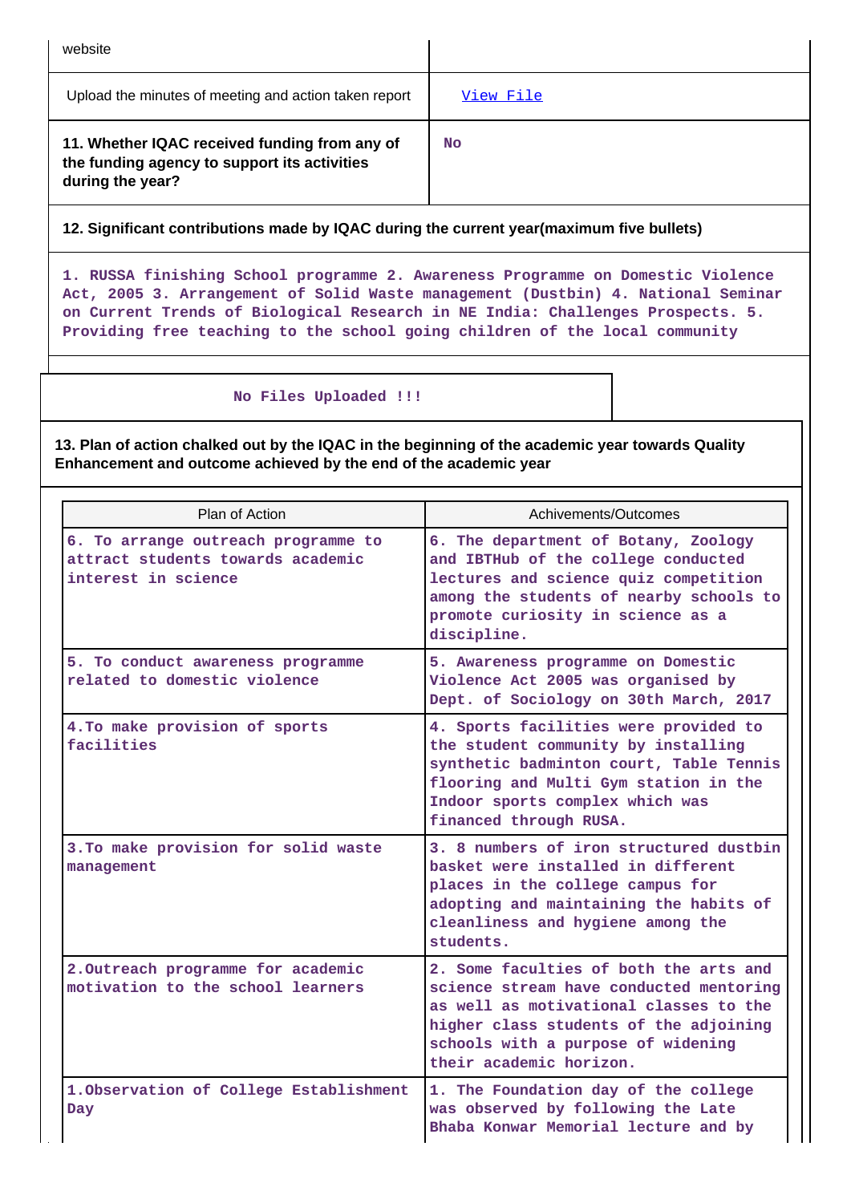| website | |
|---|---|
| Upload the minutes of meeting and action taken report | View File |
| **11. Whether IQAC received funding from any of the funding agency to support its activities during the year?** | No |

**12. Significant contributions made by IQAC during the current year(maximum five bullets)**

1. RUSSA finishing School programme 2. Awareness Programme on Domestic Violence Act, 2005 3. Arrangement of Solid Waste management (Dustbin) 4. National Seminar on Current Trends of Biological Research in NE India: Challenges Prospects. 5. Providing free teaching to the school going children of the local community

No Files Uploaded !!!

**13. Plan of action chalked out by the IQAC in the beginning of the academic year towards Quality Enhancement and outcome achieved by the end of the academic year**

| Plan of Action | Achivements/Outcomes |
|---|---|
| 6. To arrange outreach programme to attract students towards academic interest in science | 6. The department of Botany, Zoology and IBTHub of the college conducted lectures and science quiz competition among the students of nearby schools to promote curiosity in science as a discipline. |
| 5. To conduct awareness programme related to domestic violence | 5. Awareness programme on Domestic Violence Act 2005 was organised by Dept. of Sociology on 30th March, 2017 |
| 4.To make provision of sports facilities | 4. Sports facilities were provided to the student community by installing synthetic badminton court, Table Tennis flooring and Multi Gym station in the Indoor sports complex which was financed through RUSA. |
| 3.To make provision for solid waste management | 3. 8 numbers of iron structured dustbin basket were installed in different places in the college campus for adopting and maintaining the habits of cleanliness and hygiene among the students. |
| 2.Outreach programme for academic motivation to the school learners | 2. Some faculties of both the arts and science stream have conducted mentoring as well as motivational classes to the higher class students of the adjoining schools with a purpose of widening their academic horizon. |
| 1.Observation of College Establishment Day | 1. The Foundation day of the college was observed by following the Late Bhaba Konwar Memorial lecture and by |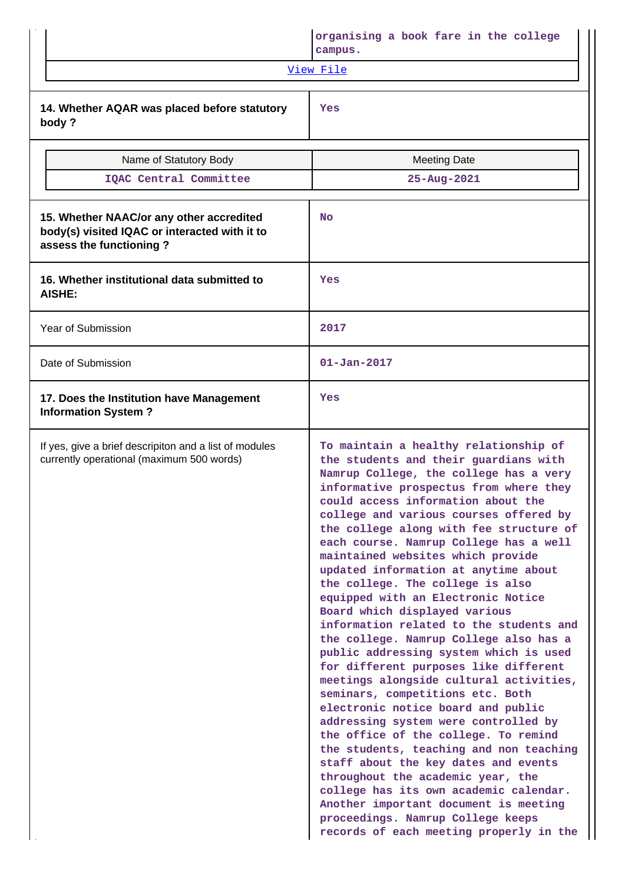| | organising a book fare in the college campus. |
|---|---|
| View File | |

| 14. Whether AQAR was placed before statutory body ? | Yes |
|---|---|

| Name of Statutory Body | Meeting Date |
|---|---|
| IQAC Central Committee | 25-Aug-2021 |

| 15. Whether NAAC/or any other accredited body(s) visited IQAC or interacted with it to assess the functioning ? | No |
|---|---|
| 16. Whether institutional data submitted to AISHE: | Yes |
| Year of Submission | 2017 |
| Date of Submission | 01-Jan-2017 |
| 17. Does the Institution have Management Information System ? | Yes |
| If yes, give a brief descripiton and a list of modules currently operational (maximum 500 words) | To maintain a healthy relationship of the students and their guardians with Namrup College, the college has a very informative prospectus from where they could access information about the college and various courses offered by the college along with fee structure of each course. Namrup College has a well maintained websites which provide updated information at anytime about the college. The college is also equipped with an Electronic Notice Board which displayed various information related to the students and the college. Namrup College also has a public addressing system which is used for different purposes like different meetings alongside cultural activities, seminars, competitions etc. Both electronic notice board and public addressing system were controlled by the office of the college. To remind the students, teaching and non teaching staff about the key dates and events throughout the academic year, the college has its own academic calendar. Another important document is meeting proceedings. Namrup College keeps records of each meeting properly in the |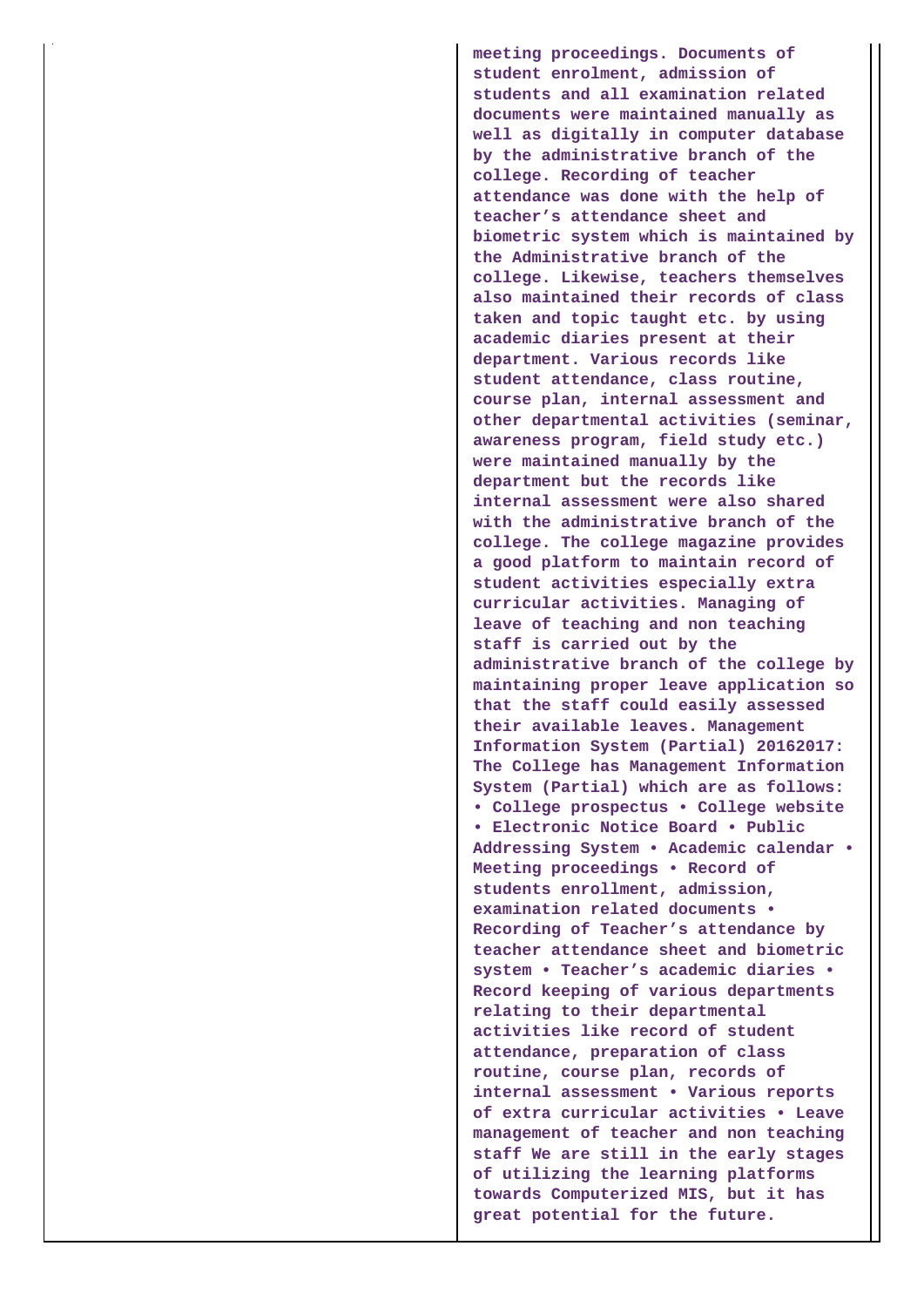| | meeting proceedings. Documents of student enrolment, admission of students and all examination related documents were maintained manually as well as digitally in computer database by the administrative branch of the college. Recording of teacher attendance was done with the help of teacher's attendance sheet and biometric system which is maintained by the Administrative branch of the college. Likewise, teachers themselves also maintained their records of class taken and topic taught etc. by using academic diaries present at their department. Various records like student attendance, class routine, course plan, internal assessment and other departmental activities (seminar, awareness program, field study etc.) were maintained manually by the department but the records like internal assessment were also shared with the administrative branch of the college. The college magazine provides a good platform to maintain record of student activities especially extra curricular activities. Managing of leave of teaching and non teaching staff is carried out by the administrative branch of the college by maintaining proper leave application so that the staff could easily assessed their available leaves. Management Information System (Partial) 20162017: The College has Management Information System (Partial) which are as follows: • College prospectus • College website • Electronic Notice Board • Public Addressing System • Academic calendar • Meeting proceedings • Record of students enrollment, admission, examination related documents • Recording of Teacher's attendance by teacher attendance sheet and biometric system • Teacher's academic diaries • Record keeping of various departments relating to their departmental activities like record of student attendance, preparation of class routine, course plan, records of internal assessment • Various reports of extra curricular activities • Leave management of teacher and non teaching staff We are still in the early stages of utilizing the learning platforms towards Computerized MIS, but it has great potential for the future. |
|---|---|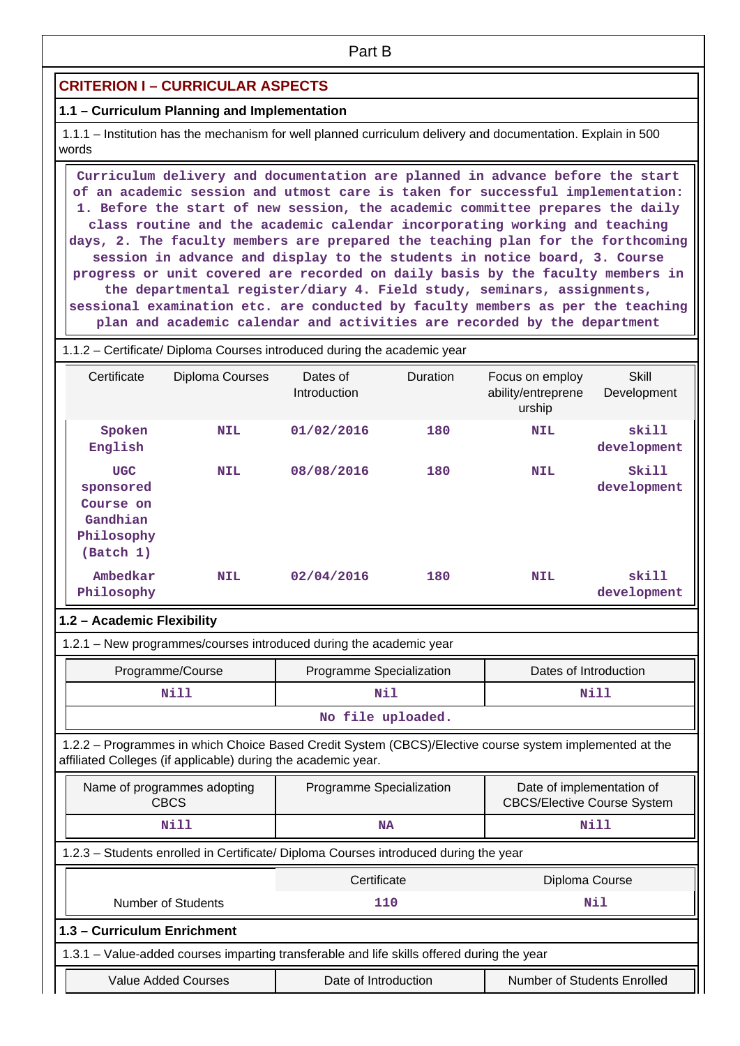Part B

## CRITERION I – CURRICULAR ASPECTS

### 1.1 – Curriculum Planning and Implementation

1.1.1 – Institution has the mechanism for well planned curriculum delivery and documentation. Explain in 500 words

Curriculum delivery and documentation are planned in advance before the start of an academic session and utmost care is taken for successful implementation: 1. Before the start of new session, the academic committee prepares the daily class routine and the academic calendar incorporating working and teaching days, 2. The faculty members are prepared the teaching plan for the forthcoming session in advance and display to the students in notice board, 3. Course progress or unit covered are recorded on daily basis by the faculty members in the departmental register/diary 4. Field study, seminars, assignments, sessional examination etc. are conducted by faculty members as per the teaching plan and academic calendar and activities are recorded by the department

1.1.2 – Certificate/ Diploma Courses introduced during the academic year

| Certificate | Diploma Courses | Dates of Introduction | Duration | Focus on employ ability/entreprene urship | Skill Development |
|---|---|---|---|---|---|
| Spoken English | NIL | 01/02/2016 | 180 | NIL | skill development |
| UGC sponsored Course on Gandhian Philosophy (Batch 1) | NIL | 08/08/2016 | 180 | NIL | Skill development |
| Ambedkar Philosophy | NIL | 02/04/2016 | 180 | NIL | skill development |

### 1.2 – Academic Flexibility

1.2.1 – New programmes/courses introduced during the academic year

| Programme/Course | Programme Specialization | Dates of Introduction |
|---|---|---|
| Nill | Nil | Nill |
| No file uploaded. | | |

1.2.2 – Programmes in which Choice Based Credit System (CBCS)/Elective course system implemented at the affiliated Colleges (if applicable) during the academic year.

| Name of programmes adopting CBCS | Programme Specialization | Date of implementation of CBCS/Elective Course System |
|---|---|---|
| Nill | NA | Nill |

1.2.3 – Students enrolled in Certificate/ Diploma Courses introduced during the year

| | Certificate | Diploma Course |
|---|---|---|
| Number of Students | 110 | Nil |

### 1.3 – Curriculum Enrichment

1.3.1 – Value-added courses imparting transferable and life skills offered during the year

| Value Added Courses | Date of Introduction | Number of Students Enrolled |
|---|---|---|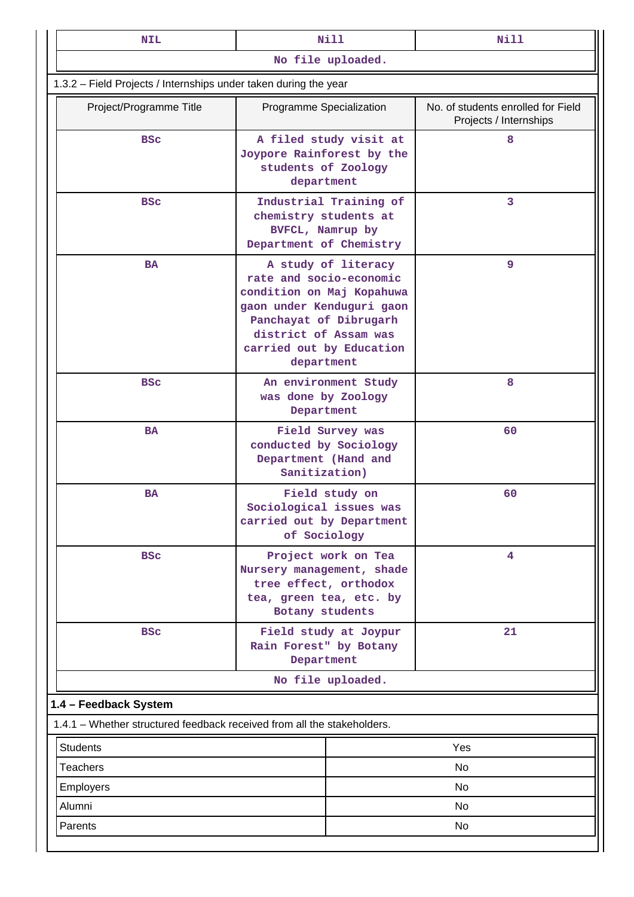| NIL | Nill | Nill |
|---|---|---|
| No file uploaded. | | |

1.3.2 – Field Projects / Internships under taken during the year

| Project/Programme Title | Programme Specialization | No. of students enrolled for Field Projects / Internships |
|---|---|---|
| BSc | A filed study visit at Joypore Rainforest by the students of Zoology department | 8 |
| BSc | Industrial Training of chemistry students at BVFCL, Namrup by Department of Chemistry | 3 |
| BA | A study of literacy rate and socio-economic condition on Maj Kopahuwa gaon under Kenduguri gaon Panchayat of Dibrugarh district of Assam was carried out by Education department | 9 |
| BSc | An environment Study was done by Zoology Department | 8 |
| BA | Field Survey was conducted by Sociology Department (Hand and Sanitization) | 60 |
| BA | Field study on Sociological issues was carried out by Department of Sociology | 60 |
| BSc | Project work on Tea Nursery management, shade tree effect, orthodox tea, green tea, etc. by Botany students | 4 |
| BSc | Field study at Joypur Rain Forest" by Botany Department | 21 |
| No file uploaded. | | |

## 1.4 – Feedback System

1.4.1 – Whether structured feedback received from all the stakeholders.

| Students | Yes |
|---|---|
| Teachers | No |
| Employers | No |
| Alumni | No |
| Parents | No |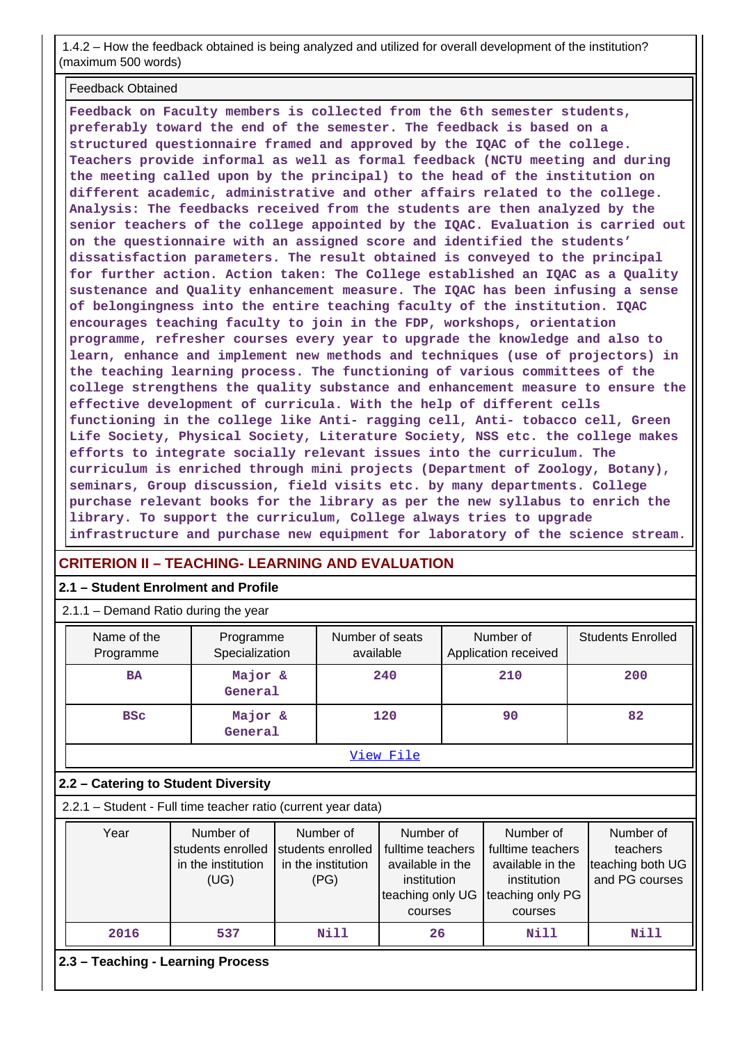1.4.2 – How the feedback obtained is being analyzed and utilized for overall development of the institution? (maximum 500 words)

| Feedback Obtained |
|---|
| Feedback on Faculty members is collected from the 6th semester students, preferably toward the end of the semester. The feedback is based on a structured questionnaire framed and approved by the IQAC of the college. Teachers provide informal as well as formal feedback (NCTU meeting and during the meeting called upon by the principal) to the head of the institution on different academic, administrative and other affairs related to the college. Analysis: The feedbacks received from the students are then analyzed by the senior teachers of the college appointed by the IQAC. Evaluation is carried out on the questionnaire with an assigned score and identified the students' dissatisfaction parameters. The result obtained is conveyed to the principal for further action. Action taken: The College established an IQAC as a Quality sustenance and Quality enhancement measure. The IQAC has been infusing a sense of belongingness into the entire teaching faculty of the institution. IQAC encourages teaching faculty to join in the FDP, workshops, orientation programme, refresher courses every year to upgrade the knowledge and also to learn, enhance and implement new methods and techniques (use of projectors) in the teaching learning process. The functioning of various committees of the college strengthens the quality substance and enhancement measure to ensure the effective development of curricula. With the help of different cells functioning in the college like Anti- ragging cell, Anti- tobacco cell, Green Life Society, Physical Society, Literature Society, NSS etc. the college makes efforts to integrate socially relevant issues into the curriculum. The curriculum is enriched through mini projects (Department of Zoology, Botany), seminars, Group discussion, field visits etc. by many departments. College purchase relevant books for the library as per the new syllabus to enrich the library. To support the curriculum, College always tries to upgrade infrastructure and purchase new equipment for laboratory of the science stream. |

## CRITERION II – TEACHING- LEARNING AND EVALUATION

### 2.1 – Student Enrolment and Profile

2.1.1 – Demand Ratio during the year

| Name of the Programme | Programme Specialization | Number of seats available | Number of Application received | Students Enrolled |
|---|---|---|---|---|
| BA | Major & General | 240 | 210 | 200 |
| BSc | Major & General | 120 | 90 | 82 |

View File

### 2.2 – Catering to Student Diversity

2.2.1 – Student - Full time teacher ratio (current year data)

| Year | Number of students enrolled in the institution (UG) | Number of students enrolled in the institution (PG) | Number of fulltime teachers available in the institution teaching only UG courses | Number of fulltime teachers available in the institution teaching only PG courses | Number of teachers teaching both UG and PG courses |
|---|---|---|---|---|---|
| 2016 | 537 | Nill | 26 | Nill | Nill |

### 2.3 – Teaching - Learning Process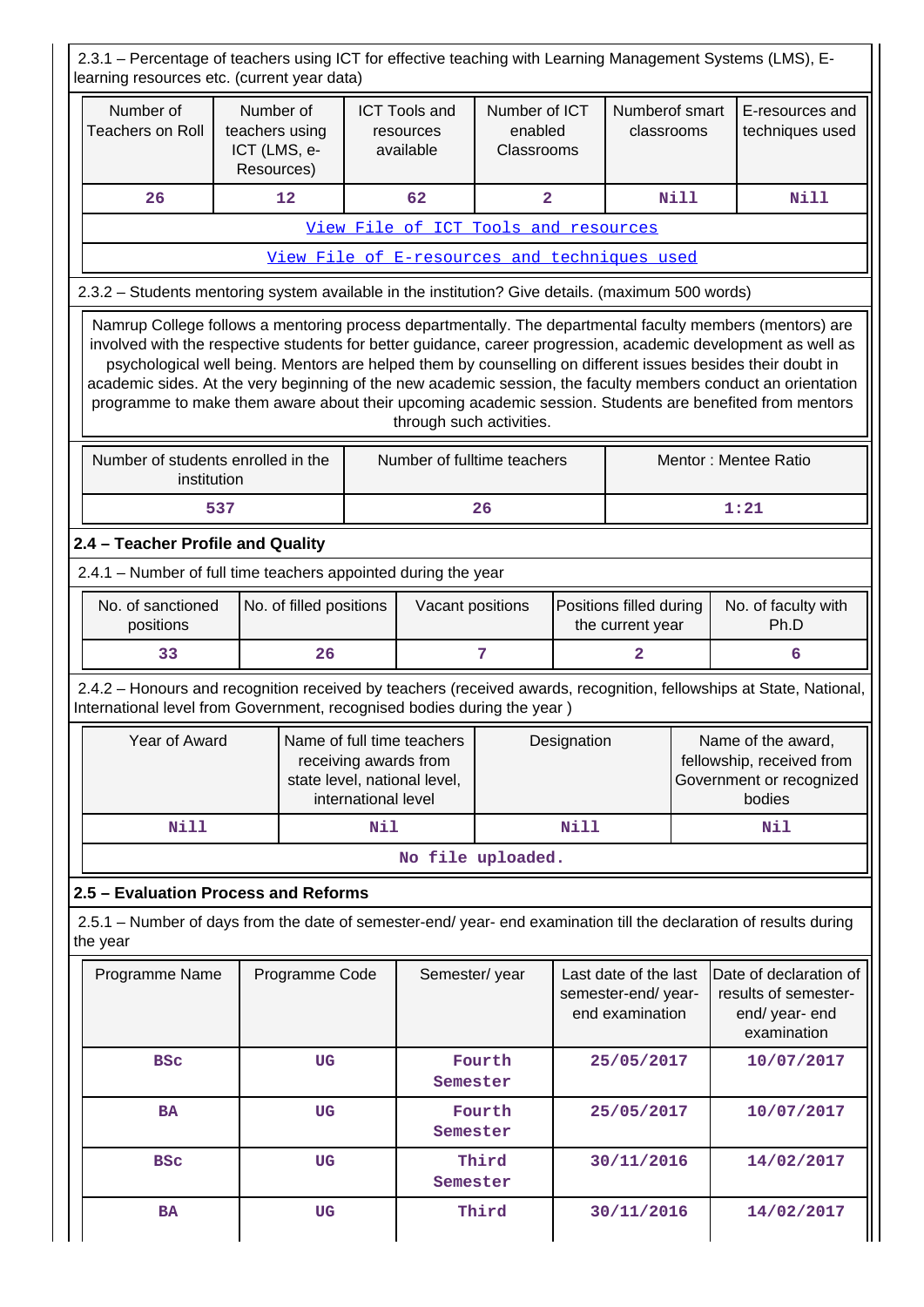2.3.1 – Percentage of teachers using ICT for effective teaching with Learning Management Systems (LMS), E-learning resources etc. (current year data)

| Number of Teachers on Roll | Number of teachers using ICT (LMS, e-Resources) | ICT Tools and resources available | Number of ICT enabled Classrooms | Numberof smart classrooms | E-resources and techniques used |
|---|---|---|---|---|---|
| 26 | 12 | 62 | 2 | Nill | Nill |

View File of ICT Tools and resources

View File of E-resources and techniques used

2.3.2 – Students mentoring system available in the institution? Give details. (maximum 500 words)

Namrup College follows a mentoring process departmentally. The departmental faculty members (mentors) are involved with the respective students for better guidance, career progression, academic development as well as psychological well being. Mentors are helped them by counselling on different issues besides their doubt in academic sides. At the very beginning of the new academic session, the faculty members conduct an orientation programme to make them aware about their upcoming academic session. Students are benefited from mentors through such activities.

| Number of students enrolled in the institution | Number of fulltime teachers | Mentor : Mentee Ratio |
|---|---|---|
| 537 | 26 | 1:21 |

## 2.4 – Teacher Profile and Quality

2.4.1 – Number of full time teachers appointed during the year

| No. of sanctioned positions | No. of filled positions | Vacant positions | Positions filled during the current year | No. of faculty with Ph.D |
|---|---|---|---|---|
| 33 | 26 | 7 | 2 | 6 |

2.4.2 – Honours and recognition received by teachers (received awards, recognition, fellowships at State, National, International level from Government, recognised bodies during the year )

| Year of Award | Name of full time teachers receiving awards from state level, national level, international level | Designation | Name of the award, fellowship, received from Government or recognized bodies |
|---|---|---|---|
| Nill | Nil | Nill | Nil |

No file uploaded.

## 2.5 – Evaluation Process and Reforms

2.5.1 – Number of days from the date of semester-end/ year- end examination till the declaration of results during the year

| Programme Name | Programme Code | Semester/ year | Last date of the last semester-end/ year- end examination | Date of declaration of results of semester-end/ year- end examination |
|---|---|---|---|---|
| BSc | UG | Fourth Semester | 25/05/2017 | 10/07/2017 |
| BA | UG | Fourth Semester | 25/05/2017 | 10/07/2017 |
| BSc | UG | Third Semester | 30/11/2016 | 14/02/2017 |
| BA | UG | Third | 30/11/2016 | 14/02/2017 |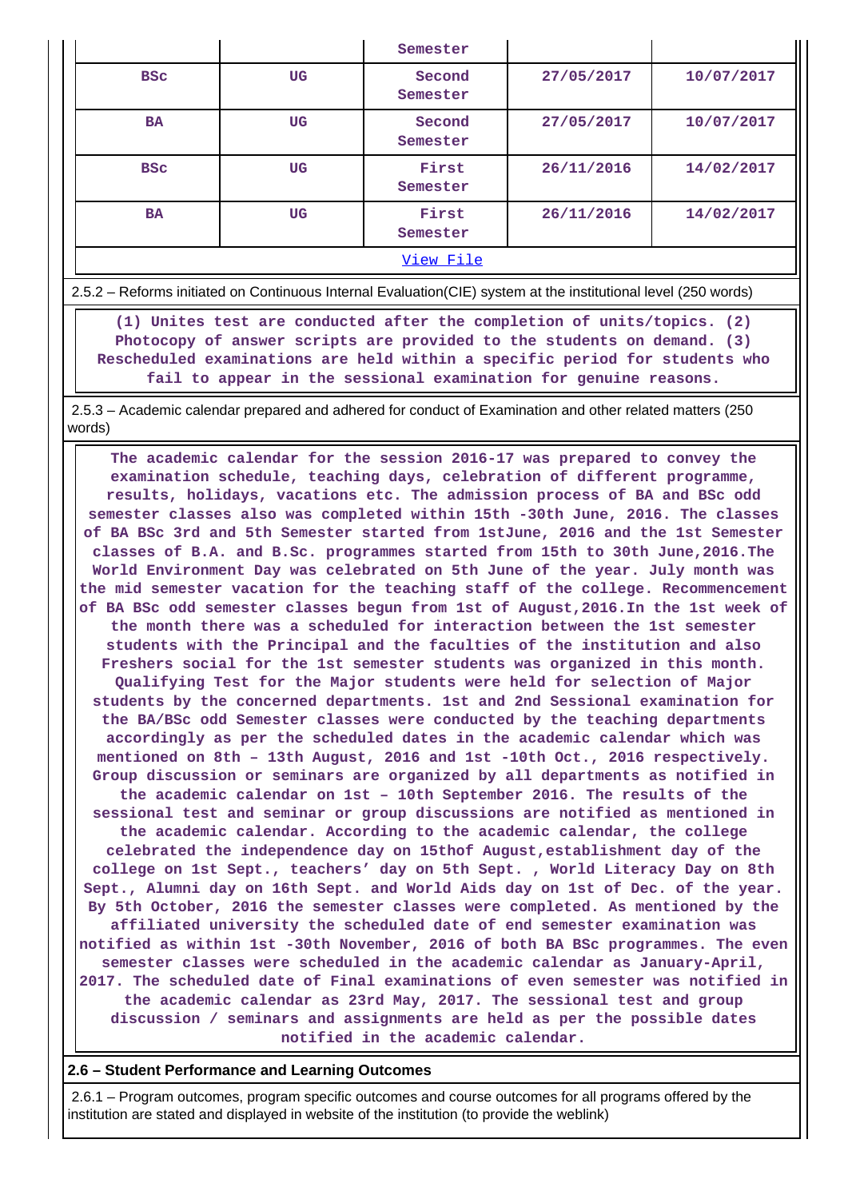| | | Semester | | |
|---|---|---|---|---|
| BSc | UG | Second Semester | 27/05/2017 | 10/07/2017 |
| BA | UG | Second Semester | 27/05/2017 | 10/07/2017 |
| BSc | UG | First Semester | 26/11/2016 | 14/02/2017 |
| BA | UG | First Semester | 26/11/2016 | 14/02/2017 |
| View File | | | | |

2.5.2 – Reforms initiated on Continuous Internal Evaluation(CIE) system at the institutional level (250 words)

(1) Unites test are conducted after the completion of units/topics. (2) Photocopy of answer scripts are provided to the students on demand. (3) Rescheduled examinations are held within a specific period for students who fail to appear in the sessional examination for genuine reasons.

2.5.3 – Academic calendar prepared and adhered for conduct of Examination and other related matters (250 words)

The academic calendar for the session 2016-17 was prepared to convey the examination schedule, teaching days, celebration of different programme, results, holidays, vacations etc. The admission process of BA and BSc odd semester classes also was completed within 15th -30th June, 2016. The classes of BA BSc 3rd and 5th Semester started from 1stJune, 2016 and the 1st Semester classes of B.A. and B.Sc. programmes started from 15th to 30th June,2016.The World Environment Day was celebrated on 5th June of the year. July month was the mid semester vacation for the teaching staff of the college. Recommencement of BA BSc odd semester classes begun from 1st of August,2016.In the 1st week of the month there was a scheduled for interaction between the 1st semester students with the Principal and the faculties of the institution and also Freshers social for the 1st semester students was organized in this month. Qualifying Test for the Major students were held for selection of Major students by the concerned departments. 1st and 2nd Sessional examination for the BA/BSc odd Semester classes were conducted by the teaching departments accordingly as per the scheduled dates in the academic calendar which was mentioned on 8th – 13th August, 2016 and 1st -10th Oct., 2016 respectively. Group discussion or seminars are organized by all departments as notified in the academic calendar on 1st – 10th September 2016. The results of the sessional test and seminar or group discussions are notified as mentioned in the academic calendar. According to the academic calendar, the college celebrated the independence day on 15thof August,establishment day of the college on 1st Sept., teachers' day on 5th Sept. , World Literacy Day on 8th Sept., Alumni day on 16th Sept. and World Aids day on 1st of Dec. of the year. By 5th October, 2016 the semester classes were completed. As mentioned by the affiliated university the scheduled date of end semester examination was notified as within 1st -30th November, 2016 of both BA BSc programmes. The even semester classes were scheduled in the academic calendar as January-April, 2017. The scheduled date of Final examinations of even semester was notified in the academic calendar as 23rd May, 2017. The sessional test and group discussion / seminars and assignments are held as per the possible dates notified in the academic calendar.

## 2.6 – Student Performance and Learning Outcomes

2.6.1 – Program outcomes, program specific outcomes and course outcomes for all programs offered by the institution are stated and displayed in website of the institution (to provide the weblink)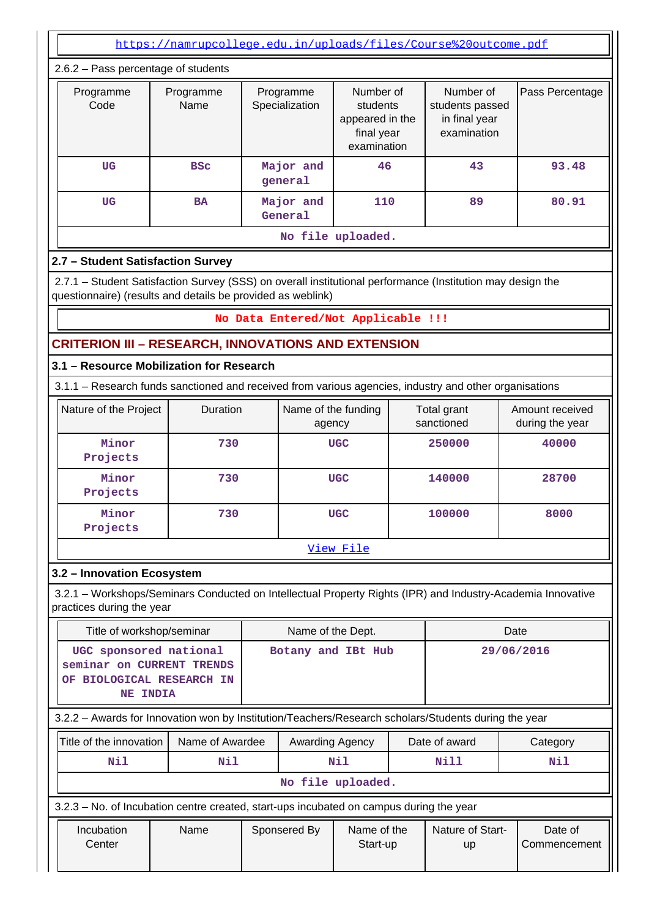https://namrupcollege.edu.in/uploads/files/Course%20outcome.pdf

2.6.2 – Pass percentage of students

| Programme Code | Programme Name | Programme Specialization | Number of students appeared in the final year examination | Number of students passed in final year examination | Pass Percentage |
|---|---|---|---|---|---|
| UG | BSc | Major and general | 46 | 43 | 93.48 |
| UG | BA | Major and General | 110 | 89 | 80.91 |

No file uploaded.

### 2.7 – Student Satisfaction Survey

2.7.1 – Student Satisfaction Survey (SSS) on overall institutional performance (Institution may design the questionnaire) (results and details be provided as weblink)

No Data Entered/Not Applicable !!!

## CRITERION III – RESEARCH, INNOVATIONS AND EXTENSION

### 3.1 – Resource Mobilization for Research

3.1.1 – Research funds sanctioned and received from various agencies, industry and other organisations

| Nature of the Project | Duration | Name of the funding agency | Total grant sanctioned | Amount received during the year |
|---|---|---|---|---|
| Minor Projects | 730 | UGC | 250000 | 40000 |
| Minor Projects | 730 | UGC | 140000 | 28700 |
| Minor Projects | 730 | UGC | 100000 | 8000 |

View File

### 3.2 – Innovation Ecosystem

3.2.1 – Workshops/Seminars Conducted on Intellectual Property Rights (IPR) and Industry-Academia Innovative practices during the year

| Title of workshop/seminar | Name of the Dept. | Date |
|---|---|---|
| UGC sponsored national seminar on CURRENT TRENDS OF BIOLOGICAL RESEARCH IN NE INDIA | Botany and IBt Hub | 29/06/2016 |

3.2.2 – Awards for Innovation won by Institution/Teachers/Research scholars/Students during the year

| Title of the innovation | Name of Awardee | Awarding Agency | Date of award | Category |
|---|---|---|---|---|
| Nil | Nil | Nil | Nill | Nil |

No file uploaded.

3.2.3 – No. of Incubation centre created, start-ups incubated on campus during the year

| Incubation Center | Name | Sponsered By | Name of the Start-up | Nature of Start-up | Date of Commencement |
|---|---|---|---|---|---|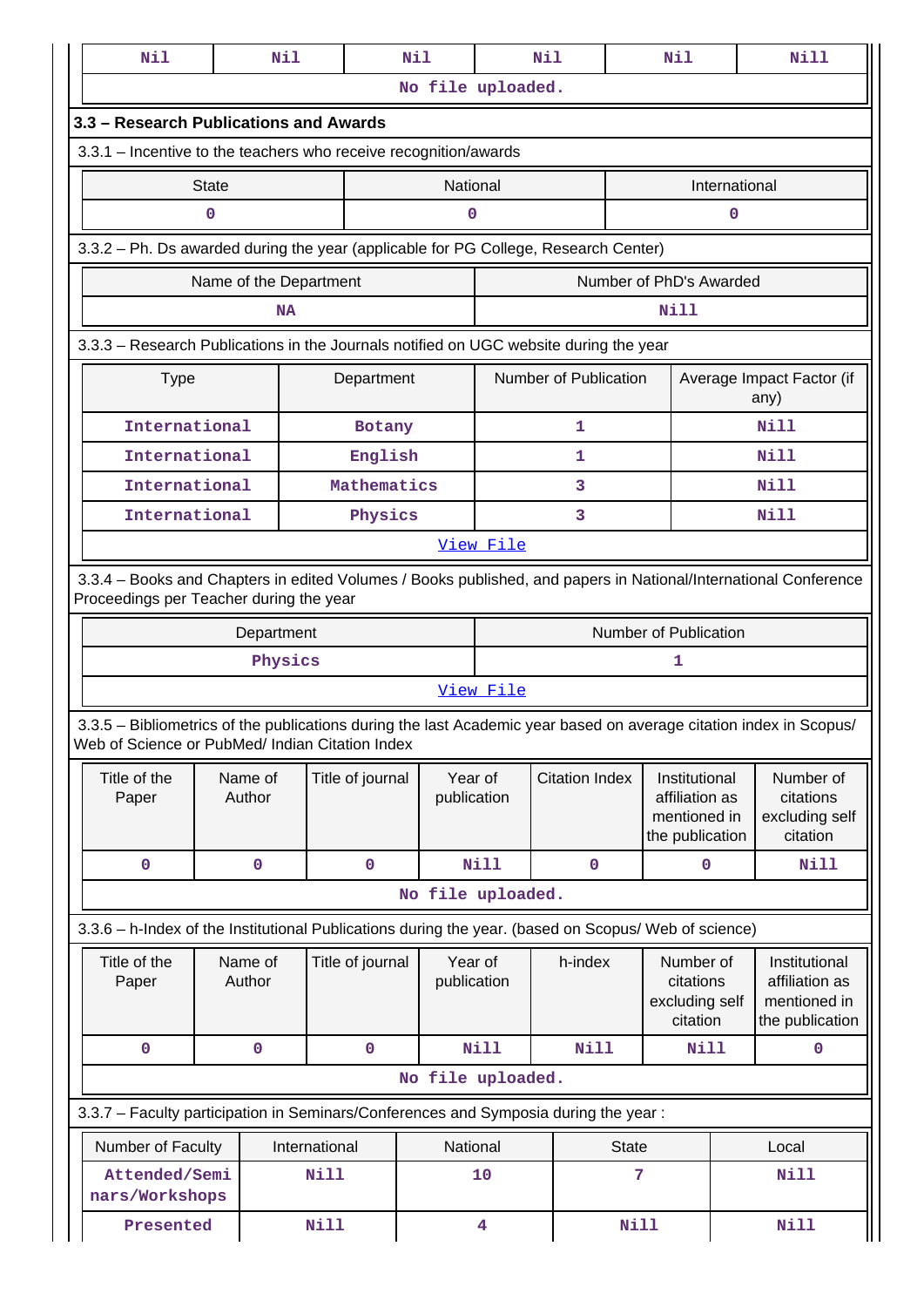| Nil | Nil | Nil | Nil | Nil | Nill |
|---|---|---|---|---|---|
| No file uploaded. | | | | | |

### 3.3 – Research Publications and Awards

3.3.1 – Incentive to the teachers who receive recognition/awards

| State | National | International |
|---|---|---|
| 0 | 0 | 0 |

3.3.2 – Ph. Ds awarded during the year (applicable for PG College, Research Center)

| Name of the Department | Number of PhD's Awarded |
|---|---|
| NA | Nill |

3.3.3 – Research Publications in the Journals notified on UGC website during the year

| Type | Department | Number of Publication | Average Impact Factor (if any) |
|---|---|---|---|
| International | Botany | 1 | Nill |
| International | English | 1 | Nill |
| International | Mathematics | 3 | Nill |
| International | Physics | 3 | Nill |
| View File | | | |

3.3.4 – Books and Chapters in edited Volumes / Books published, and papers in National/International Conference Proceedings per Teacher during the year

| Department | Number of Publication |
|---|---|
| Physics | 1 |
| View File | |

3.3.5 – Bibliometrics of the publications during the last Academic year based on average citation index in Scopus/ Web of Science or PubMed/ Indian Citation Index

| Title of the Paper | Name of Author | Title of journal | Year of publication | Citation Index | Institutional affiliation as mentioned in the publication | Number of citations excluding self citation |
|---|---|---|---|---|---|---|
| 0 | 0 | 0 | Nill | 0 | 0 | Nill |
| No file uploaded. | | | | | | |

3.3.6 – h-Index of the Institutional Publications during the year. (based on Scopus/ Web of science)

| Title of the Paper | Name of Author | Title of journal | Year of publication | h-index | Number of citations excluding self citation | Institutional affiliation as mentioned in the publication |
|---|---|---|---|---|---|---|
| 0 | 0 | 0 | Nill | Nill | Nill | 0 |
| No file uploaded. | | | | | | |

3.3.7 – Faculty participation in Seminars/Conferences and Symposia during the year :

| Number of Faculty | International | National | State | Local |
|---|---|---|---|---|
| Attended/Seminars/Workshops | Nill | 10 | 7 | Nill |
| Presented | Nill | 4 | Nill | Nill |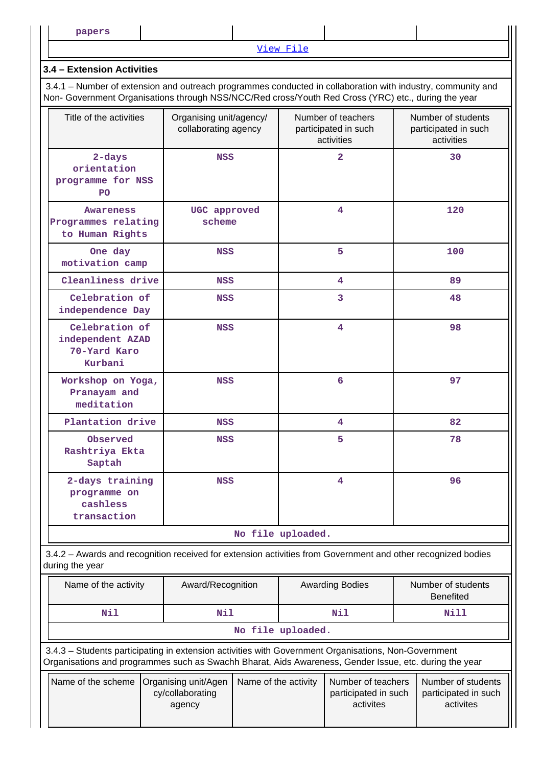| papers | | | | |
|---|---|---|---|---|

View File

### 3.4 – Extension Activities

3.4.1 – Number of extension and outreach programmes conducted in collaboration with industry, community and Non- Government Organisations through NSS/NCC/Red cross/Youth Red Cross (YRC) etc., during the year

| Title of the activities | Organising unit/agency/ collaborating agency | Number of teachers participated in such activities | Number of students participated in such activities |
|---|---|---|---|
| 2-days orientation programme for NSS PO | NSS | 2 | 30 |
| Awareness Programmes relating to Human Rights | UGC approved scheme | 4 | 120 |
| One day motivation camp | NSS | 5 | 100 |
| Cleanliness drive | NSS | 4 | 89 |
| Celebration of independence Day | NSS | 3 | 48 |
| Celebration of independent AZAD 70-Yard Karo Kurbani | NSS | 4 | 98 |
| Workshop on Yoga, Pranayam and meditation | NSS | 6 | 97 |
| Plantation drive | NSS | 4 | 82 |
| Observed Rashtriya Ekta Saptah | NSS | 5 | 78 |
| 2-days training programme on cashless transaction | NSS | 4 | 96 |

No file uploaded.

3.4.2 – Awards and recognition received for extension activities from Government and other recognized bodies during the year

| Name of the activity | Award/Recognition | Awarding Bodies | Number of students Benefited |
|---|---|---|---|
| Nil | Nil | Nil | Nill |

No file uploaded.

3.4.3 – Students participating in extension activities with Government Organisations, Non-Government Organisations and programmes such as Swachh Bharat, AIDS Awareness, Gender Issue, etc. during the year

| Name of the scheme | Organising unit/Agency/collaborating agency | Name of the activity | Number of teachers participated in such activites | Number of students participated in such activites |
|---|---|---|---|---|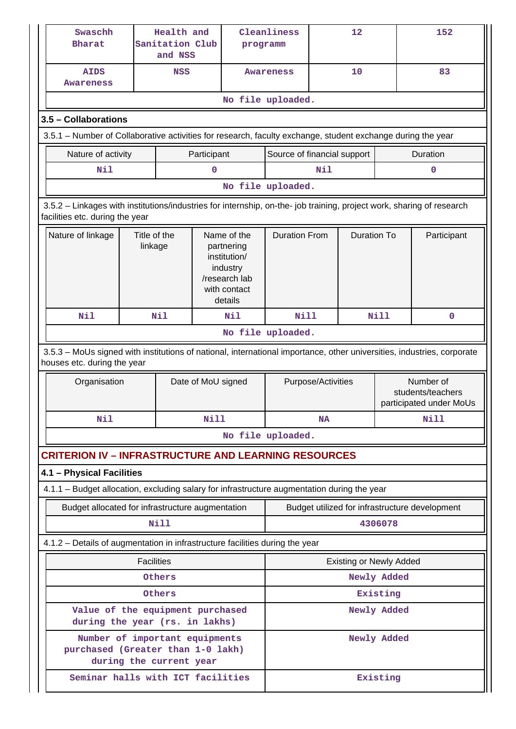| Swaschh Bharat | Health and Sanitation Club and NSS | Cleanliness programm | 12 | 152 |
|---|---|---|---|---|
| AIDS Awareness | NSS | Awareness | 10 | 83 |
| No file uploaded. | | | | |

### 3.5 – Collaborations

3.5.1 – Number of Collaborative activities for research, faculty exchange, student exchange during the year

| Nature of activity | Participant | Source of financial support | Duration |
|---|---|---|---|
| Nil | 0 | Nil | 0 |
| No file uploaded. | | | |

3.5.2 – Linkages with institutions/industries for internship, on-the- job training, project work, sharing of research facilities etc. during the year

| Nature of linkage | Title of the linkage | Name of the partnering institution/ industry /research lab with contact details | Duration From | Duration To | Participant |
|---|---|---|---|---|---|
| Nil | Nil | Nil | Nill | Nill | 0 |
| No file uploaded. | | | | | |

3.5.3 – MoUs signed with institutions of national, international importance, other universities, industries, corporate houses etc. during the year

| Organisation | Date of MoU signed | Purpose/Activities | Number of students/teachers participated under MoUs |
|---|---|---|---|
| Nil | Nill | NA | Nill |
| No file uploaded. | | | |

## CRITERION IV – INFRASTRUCTURE AND LEARNING RESOURCES

### 4.1 – Physical Facilities

4.1.1 – Budget allocation, excluding salary for infrastructure augmentation during the year

| Budget allocated for infrastructure augmentation | Budget utilized for infrastructure development |
|---|---|
| Nill | 4306078 |

4.1.2 – Details of augmentation in infrastructure facilities during the year

| Facilities | Existing or Newly Added |
|---|---|
| Others | Newly Added |
| Others | Existing |
| Value of the equipment purchased during the year (rs. in lakhs) | Newly Added |
| Number of important equipments purchased (Greater than 1-0 lakh) during the current year | Newly Added |
| Seminar halls with ICT facilities | Existing |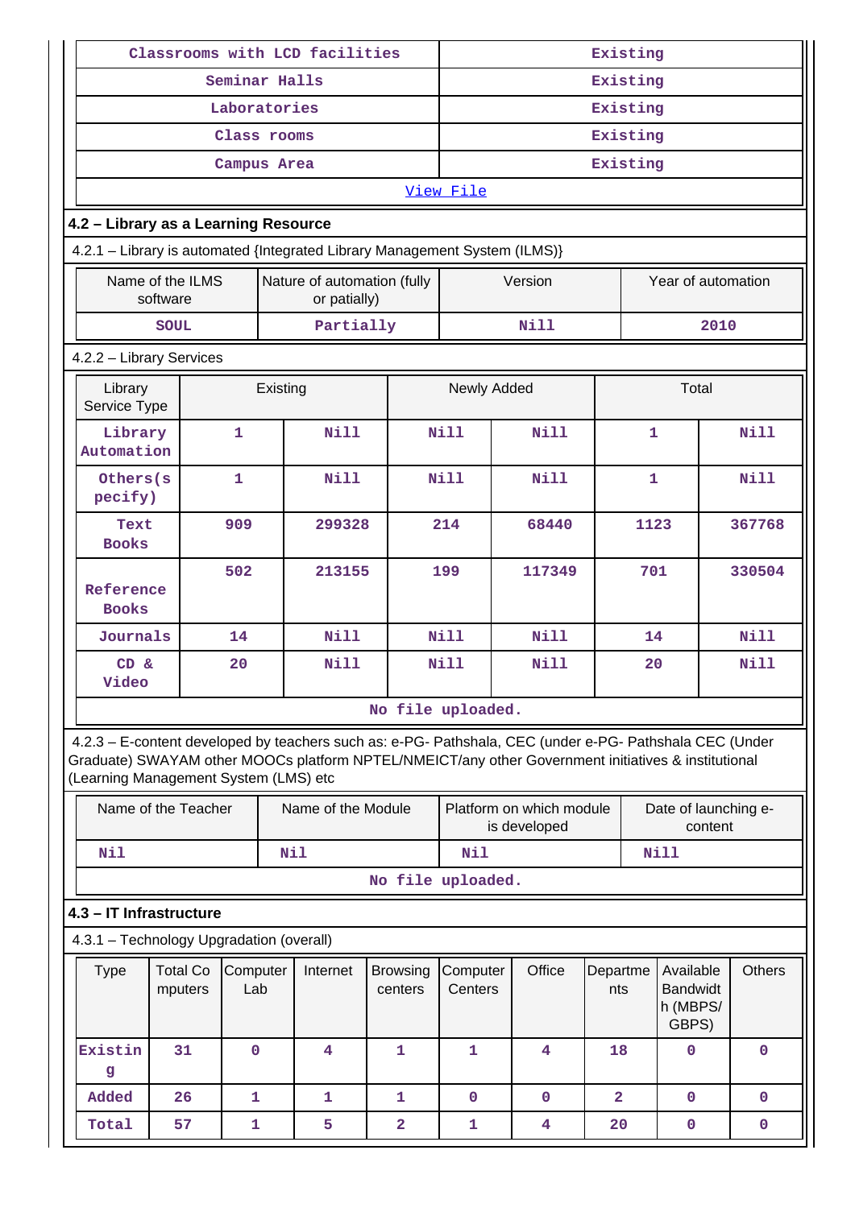| | |
|---|---|
| Classrooms with LCD facilities | Existing |
| Seminar Halls | Existing |
| Laboratories | Existing |
| Class rooms | Existing |
| Campus Area | Existing |
| View File | |

## 4.2 – Library as a Learning Resource

4.2.1 – Library is automated {Integrated Library Management System (ILMS)}

| Name of the ILMS software | Nature of automation (fully or patially) | Version | Year of automation |
|---|---|---|---|
| SOUL | Partially | Nill | 2010 |

4.2.2 – Library Services

| Library Service Type | Existing | | Newly Added | | Total | |
|---|---|---|---|---|---|---|
| Library Automation | 1 | Nill | Nill | Nill | 1 | Nill |
| Others(specify) | 1 | Nill | Nill | Nill | 1 | Nill |
| Text Books | 909 | 299328 | 214 | 68440 | 1123 | 367768 |
| Reference Books | 502 | 213155 | 199 | 117349 | 701 | 330504 |
| Journals | 14 | Nill | Nill | Nill | 14 | Nill |
| CD & Video | 20 | Nill | Nill | Nill | 20 | Nill |

No file uploaded.

4.2.3 – E-content developed by teachers such as: e-PG- Pathshala, CEC (under e-PG- Pathshala CEC (Under Graduate) SWAYAM other MOOCs platform NPTEL/NMEICT/any other Government initiatives & institutional (Learning Management System (LMS) etc

| Name of the Teacher | Name of the Module | Platform on which module is developed | Date of launching e-content |
|---|---|---|---|
| Nil | Nil | Nil | Nill |

No file uploaded.

## 4.3 – IT Infrastructure

4.3.1 – Technology Upgradation (overall)

| Type | Total Computers | Computer Lab | Internet | Browsing centers | Computer Centers | Office | Departments | Available Bandwidth (MBPS/ GBPS) | Others |
|---|---|---|---|---|---|---|---|---|---|
| Existing | 31 | 0 | 4 | 1 | 1 | 4 | 18 | 0 | 0 |
| Added | 26 | 1 | 1 | 1 | 0 | 0 | 2 | 0 | 0 |
| Total | 57 | 1 | 5 | 2 | 1 | 4 | 20 | 0 | 0 |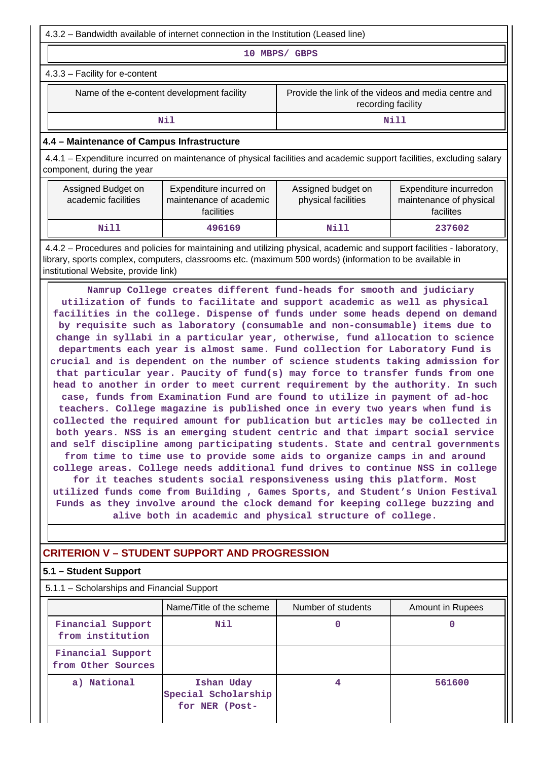4.3.2 – Bandwidth available of internet connection in the Institution (Leased line)

10 MBPS/ GBPS

4.3.3 – Facility for e-content

| Name of the e-content development facility | Provide the link of the videos and media centre and recording facility |
|---|---|
| Nil | Nill |

## 4.4 – Maintenance of Campus Infrastructure

4.4.1 – Expenditure incurred on maintenance of physical facilities and academic support facilities, excluding salary component, during the year

| Assigned Budget on academic facilities | Expenditure incurred on maintenance of academic facilities | Assigned budget on physical facilities | Expenditure incurredon maintenance of physical facilites |
|---|---|---|---|
| Nill | 496169 | Nill | 237602 |

4.4.2 – Procedures and policies for maintaining and utilizing physical, academic and support facilities - laboratory, library, sports complex, computers, classrooms etc. (maximum 500 words) (information to be available in institutional Website, provide link)

Namrup College creates different fund-heads for smooth and judiciary utilization of funds to facilitate and support academic as well as physical facilities in the college. Dispense of funds under some heads depend on demand by requisite such as laboratory (consumable and non-consumable) items due to change in syllabi in a particular year, otherwise, fund allocation to science departments each year is almost same. Fund collection for Laboratory Fund is crucial and is dependent on the number of science students taking admission for that particular year. Paucity of fund(s) may force to transfer funds from one head to another in order to meet current requirement by the authority. In such case, funds from Examination Fund are found to utilize in payment of ad-hoc teachers. College magazine is published once in every two years when fund is collected the required amount for publication but articles may be collected in both years. NSS is an emerging student centric and that impart social service and self discipline among participating students. State and central governments from time to time use to provide some aids to organize camps in and around college areas. College needs additional fund drives to continue NSS in college for it teaches students social responsiveness using this platform. Most utilized funds come from Building , Games Sports, and Student's Union Festival Funds as they involve around the clock demand for keeping college buzzing and alive both in academic and physical structure of college.

# CRITERION V – STUDENT SUPPORT AND PROGRESSION

## 5.1 – Student Support

5.1.1 – Scholarships and Financial Support

| | Name/Title of the scheme | Number of students | Amount in Rupees |
|---|---|---|---|
| Financial Support from institution | Nil | 0 | 0 |
| Financial Support from Other Sources | | | |
| a) National | Ishan Uday Special Scholarship for NER (Post- | 4 | 561600 |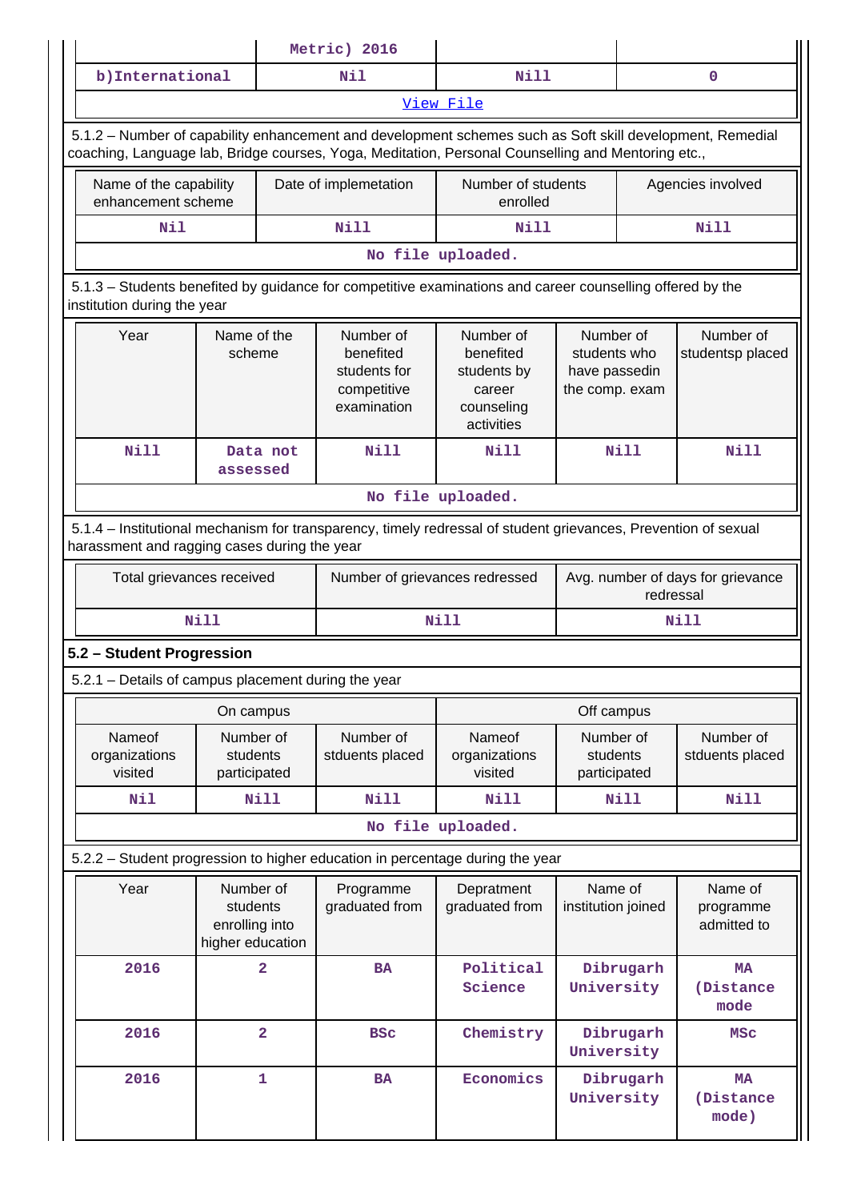| | Metric) 2016 | | |
|---|---|---|---|
| b)International | Nil | Nill | 0 |
| View File | | | |

5.1.2 – Number of capability enhancement and development schemes such as Soft skill development, Remedial coaching, Language lab, Bridge courses, Yoga, Meditation, Personal Counselling and Mentoring etc.,

| Name of the capability enhancement scheme | Date of implemetation | Number of students enrolled | Agencies involved |
|---|---|---|---|
| Nil | Nill | Nill | Nill |
| No file uploaded. | | | |

5.1.3 – Students benefited by guidance for competitive examinations and career counselling offered by the institution during the year

| Year | Name of the scheme | Number of benefited students for competitive examination | Number of benefited students by career counseling activities | Number of students who have passedin the comp. exam | Number of studentsp placed |
|---|---|---|---|---|---|
| Nill | Data not assessed | Nill | Nill | Nill | Nill |
| No file uploaded. | | | | | |

5.1.4 – Institutional mechanism for transparency, timely redressal of student grievances, Prevention of sexual harassment and ragging cases during the year

| Total grievances received | Number of grievances redressed | Avg. number of days for grievance redressal |
|---|---|---|
| Nill | Nill | Nill |

**5.2 – Student Progression**

5.2.1 – Details of campus placement during the year

| On campus | | | Off campus | | |
|---|---|---|---|---|---|
| Nameof organizations visited | Number of students participated | Number of stduents placed | Nameof organizations visited | Number of students participated | Number of stduents placed |
| Nil | Nill | Nill | Nill | Nill | Nill |
| No file uploaded. | | | | | |

5.2.2 – Student progression to higher education in percentage during the year

| Year | Number of students enrolling into higher education | Programme graduated from | Depratment graduated from | Name of institution joined | Name of programme admitted to |
|---|---|---|---|---|---|
| 2016 | 2 | BA | Political Science | Dibrugarh University | MA (Distance mode |
| 2016 | 2 | BSc | Chemistry | Dibrugarh University | MSc |
| 2016 | 1 | BA | Economics | Dibrugarh University | MA (Distance mode) |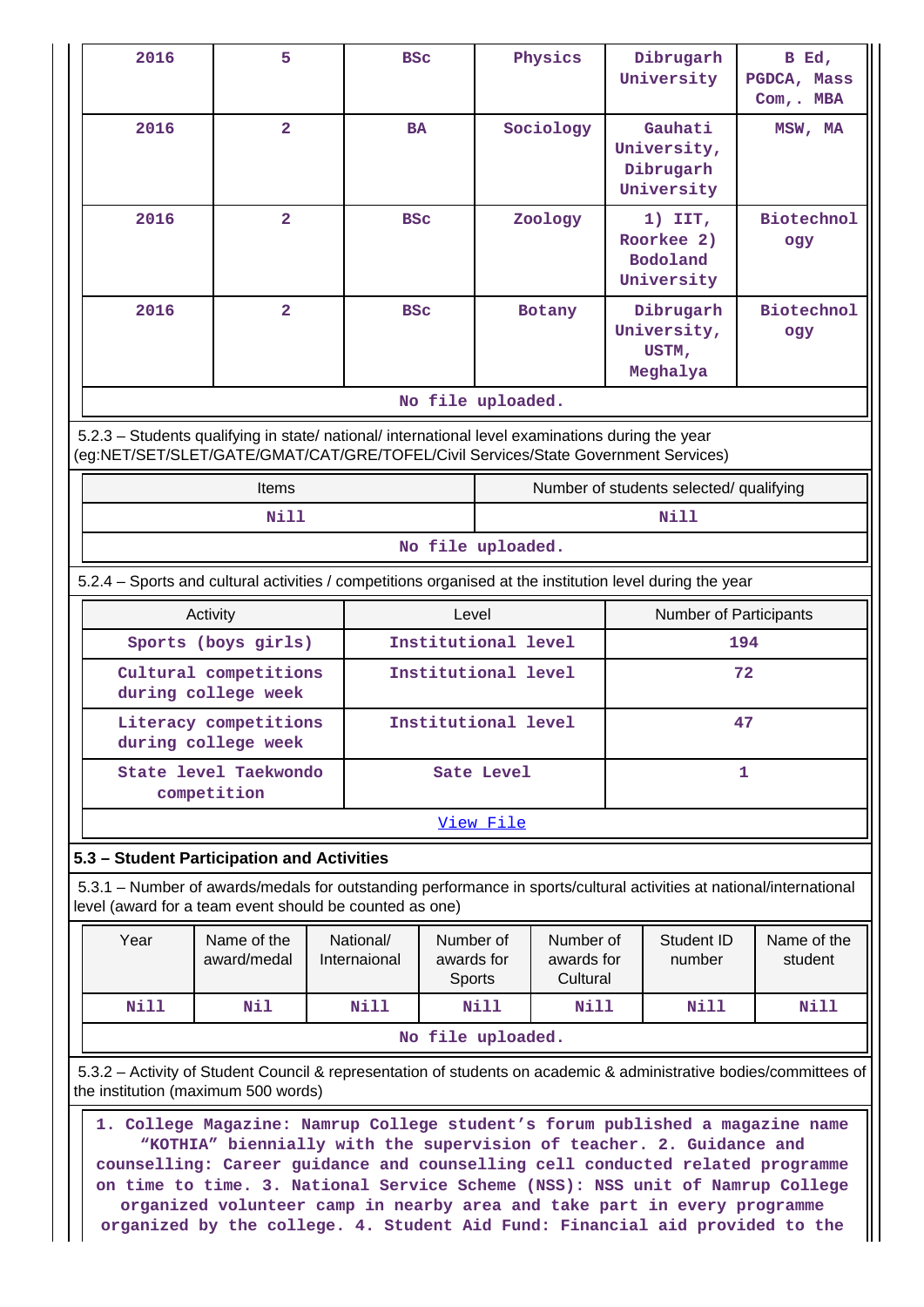| 2016 | 5 | BSc | Physics | Dibrugarh University | B Ed, PGDCA, Mass Com,. MBA |
|---|---|---|---|---|---|
| 2016 | 2 | BA | Sociology | Gauhati University, Dibrugarh University | MSW, MA |
| 2016 | 2 | BSc | Zoology | 1) IIT, Roorkee 2) Bodoland University | Biotechnology |
| 2016 | 2 | BSc | Botany | Dibrugarh University, USTM, Meghalya | Biotechnology |

No file uploaded.

5.2.3 – Students qualifying in state/ national/ international level examinations during the year (eg:NET/SET/SLET/GATE/GMAT/CAT/GRE/TOFEL/Civil Services/State Government Services)

| Items | Number of students selected/ qualifying |
|---|---|
| Nill | Nill |

No file uploaded.

5.2.4 – Sports and cultural activities / competitions organised at the institution level during the year

| Activity | Level | Number of Participants |
|---|---|---|
| Sports (boys girls) | Institutional level | 194 |
| Cultural competitions during college week | Institutional level | 72 |
| Literacy competitions during college week | Institutional level | 47 |
| State level Taekwondo competition | Sate Level | 1 |

View File

### 5.3 – Student Participation and Activities

5.3.1 – Number of awards/medals for outstanding performance in sports/cultural activities at national/international level (award for a team event should be counted as one)

| Year | Name of the award/medal | National/ Internaional | Number of awards for Sports | Number of awards for Cultural | Student ID number | Name of the student |
|---|---|---|---|---|---|---|
| Nill | Nil | Nill | Nill | Nill | Nill | Nill |

No file uploaded.

5.3.2 – Activity of Student Council & representation of students on academic & administrative bodies/committees of the institution (maximum 500 words)

1. College Magazine: Namrup College student's forum published a magazine name "KOTHIA" biennially with the supervision of teacher. 2. Guidance and counselling: Career guidance and counselling cell conducted related programme on time to time. 3. National Service Scheme (NSS): NSS unit of Namrup College organized volunteer camp in nearby area and take part in every programme organized by the college. 4. Student Aid Fund: Financial aid provided to the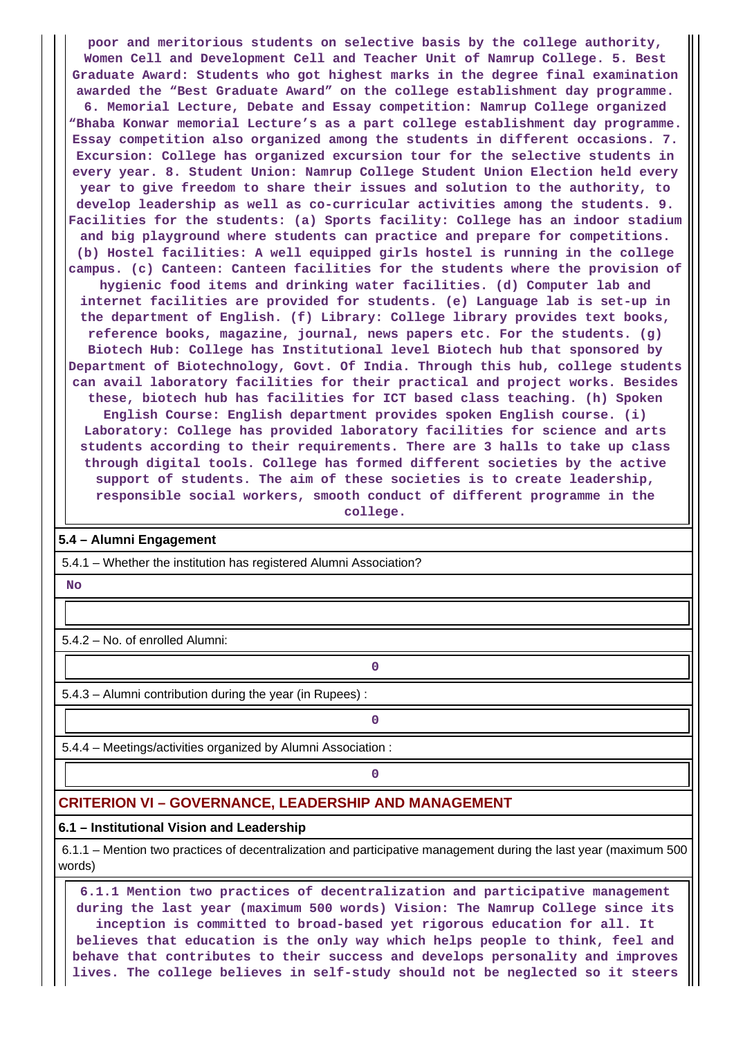**poor and meritorious students on selective basis by the college authority, Women Cell and Development Cell and Teacher Unit of Namrup College. 5. Best Graduate Award: Students who got highest marks in the degree final examination awarded the "Best Graduate Award" on the college establishment day programme. 6. Memorial Lecture, Debate and Essay competition: Namrup College organized "Bhaba Konwar memorial Lecture's as a part college establishment day programme. Essay competition also organized among the students in different occasions. 7. Excursion: College has organized excursion tour for the selective students in every year. 8. Student Union: Namrup College Student Union Election held every year to give freedom to share their issues and solution to the authority, to develop leadership as well as co-curricular activities among the students. 9. Facilities for the students: (a) Sports facility: College has an indoor stadium and big playground where students can practice and prepare for competitions. (b) Hostel facilities: A well equipped girls hostel is running in the college campus. (c) Canteen: Canteen facilities for the students where the provision of hygienic food items and drinking water facilities. (d) Computer lab and internet facilities are provided for students. (e) Language lab is set-up in the department of English. (f) Library: College library provides text books, reference books, magazine, journal, news papers etc. For the students. (g) Biotech Hub: College has Institutional level Biotech hub that sponsored by Department of Biotechnology, Govt. Of India. Through this hub, college students can avail laboratory facilities for their practical and project works. Besides these, biotech hub has facilities for ICT based class teaching. (h) Spoken English Course: English department provides spoken English course. (i) Laboratory: College has provided laboratory facilities for science and arts students according to their requirements. There are 3 halls to take up class through digital tools. College has formed different societies by the active support of students. The aim of these societies is to create leadership, responsible social workers, smooth conduct of different programme in the college.**

**5.4 – Alumni Engagement**

5.4.1 – Whether the institution has registered Alumni Association?

**No**

5.4.2 – No. of enrolled Alumni:

**0**

5.4.3 – Alumni contribution during the year (in Rupees) :

**0**

5.4.4 – Meetings/activities organized by Alumni Association :

**0**

## CRITERION VI – GOVERNANCE, LEADERSHIP AND MANAGEMENT

**6.1 – Institutional Vision and Leadership**

6.1.1 – Mention two practices of decentralization and participative management during the last year (maximum 500 words)

**6.1.1 Mention two practices of decentralization and participative management during the last year (maximum 500 words) Vision: The Namrup College since its inception is committed to broad-based yet rigorous education for all. It believes that education is the only way which helps people to think, feel and behave that contributes to their success and develops personality and improves lives. The college believes in self-study should not be neglected so it steers**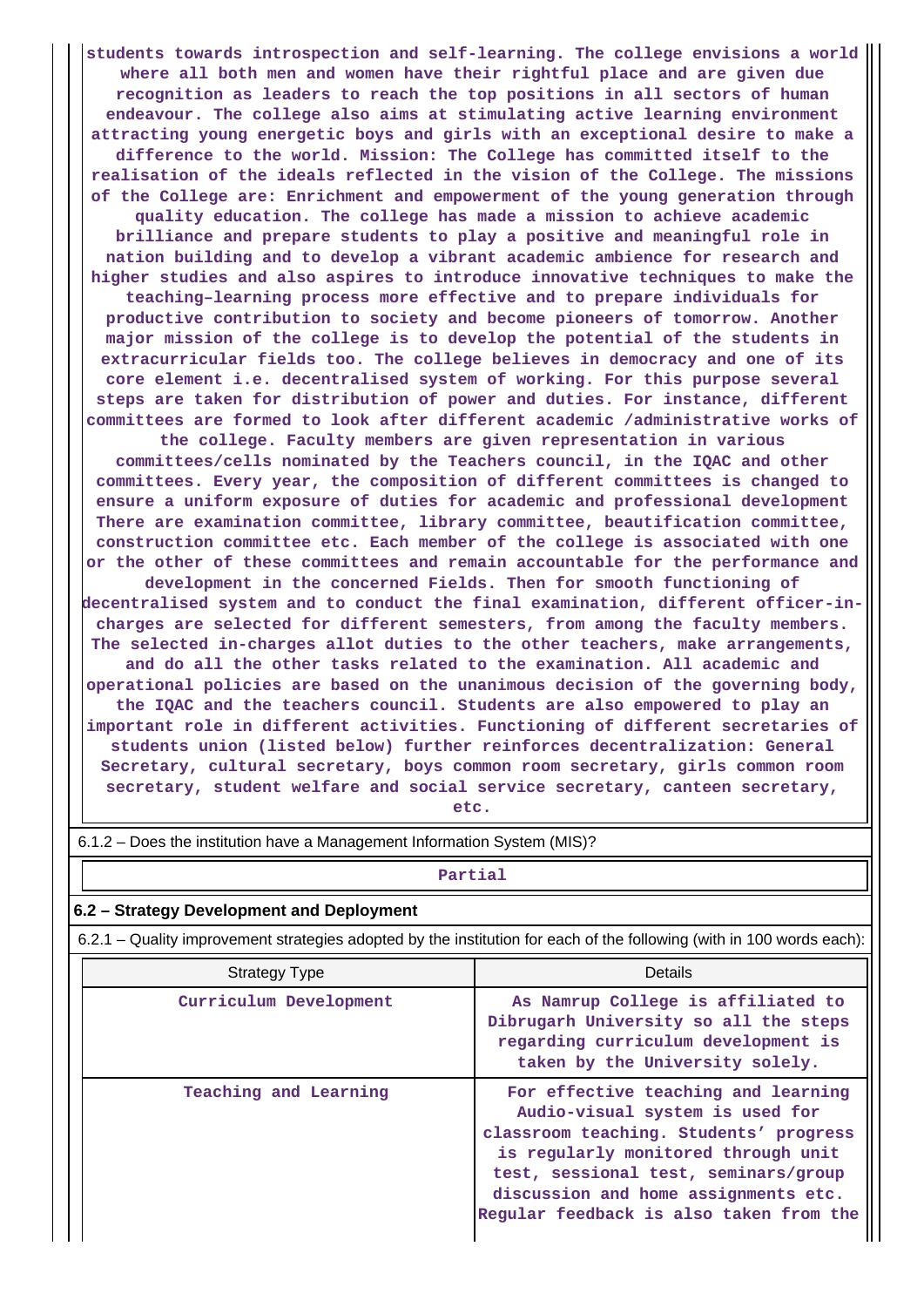students towards introspection and self-learning. The college envisions a world where all both men and women have their rightful place and are given due recognition as leaders to reach the top positions in all sectors of human endeavour. The college also aims at stimulating active learning environment attracting young energetic boys and girls with an exceptional desire to make a difference to the world. Mission: The College has committed itself to the realisation of the ideals reflected in the vision of the College. The missions of the College are: Enrichment and empowerment of the young generation through quality education. The college has made a mission to achieve academic brilliance and prepare students to play a positive and meaningful role in nation building and to develop a vibrant academic ambience for research and higher studies and also aspires to introduce innovative techniques to make the teaching–learning process more effective and to prepare individuals for productive contribution to society and become pioneers of tomorrow. Another major mission of the college is to develop the potential of the students in extracurricular fields too. The college believes in democracy and one of its core element i.e. decentralised system of working. For this purpose several steps are taken for distribution of power and duties. For instance, different committees are formed to look after different academic /administrative works of the college. Faculty members are given representation in various committees/cells nominated by the Teachers council, in the IQAC and other committees. Every year, the composition of different committees is changed to ensure a uniform exposure of duties for academic and professional development There are examination committee, library committee, beautification committee, construction committee etc. Each member of the college is associated with one or the other of these committees and remain accountable for the performance and development in the concerned Fields. Then for smooth functioning of decentralised system and to conduct the final examination, different officer-in-charges are selected for different semesters, from among the faculty members. The selected in-charges allot duties to the other teachers, make arrangements, and do all the other tasks related to the examination. All academic and operational policies are based on the unanimous decision of the governing body, the IQAC and the teachers council. Students are also empowered to play an important role in different activities. Functioning of different secretaries of students union (listed below) further reinforces decentralization: General Secretary, cultural secretary, boys common room secretary, girls common room secretary, student welfare and social service secretary, canteen secretary, etc.

6.1.2 – Does the institution have a Management Information System (MIS)?

Partial

## 6.2 – Strategy Development and Deployment

6.2.1 – Quality improvement strategies adopted by the institution for each of the following (with in 100 words each):

| Strategy Type | Details |
|---|---|
| Curriculum Development | As Namrup College is affiliated to Dibrugarh University so all the steps regarding curriculum development is taken by the University solely. |
| Teaching and Learning | For effective teaching and learning Audio-visual system is used for classroom teaching. Students' progress is regularly monitored through unit test, sessional test, seminars/group discussion and home assignments etc. Regular feedback is also taken from the |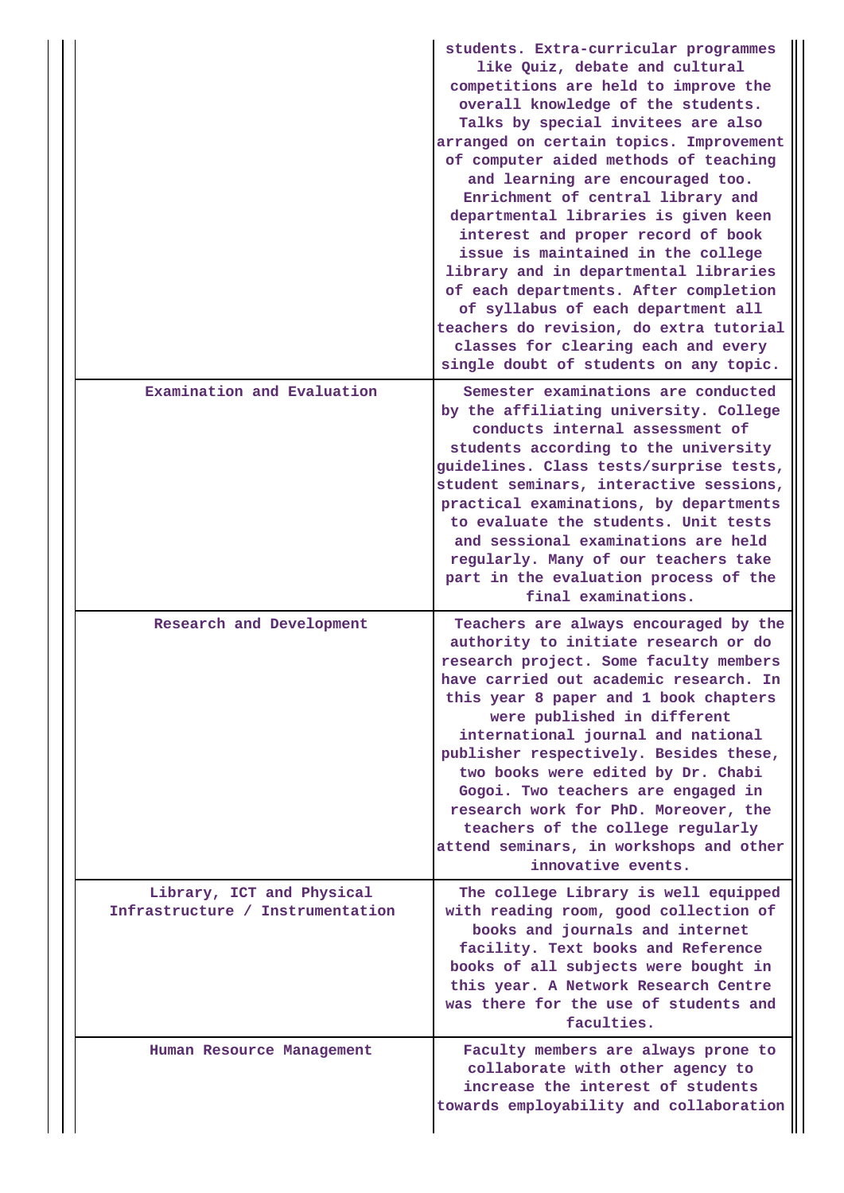| | |
|---|---|
| | students. Extra-curricular programmes like Quiz, debate and cultural competitions are held to improve the overall knowledge of the students. Talks by special invitees are also arranged on certain topics. Improvement of computer aided methods of teaching and learning are encouraged too. Enrichment of central library and departmental libraries is given keen interest and proper record of book issue is maintained in the college library and in departmental libraries of each departments. After completion of syllabus of each department all teachers do revision, do extra tutorial classes for clearing each and every single doubt of students on any topic. |
| Examination and Evaluation | Semester examinations are conducted by the affiliating university. College conducts internal assessment of students according to the university guidelines. Class tests/surprise tests, student seminars, interactive sessions, practical examinations, by departments to evaluate the students. Unit tests and sessional examinations are held regularly. Many of our teachers take part in the evaluation process of the final examinations. |
| Research and Development | Teachers are always encouraged by the authority to initiate research or do research project. Some faculty members have carried out academic research. In this year 8 paper and 1 book chapters were published in different international journal and national publisher respectively. Besides these, two books were edited by Dr. Chabi Gogoi. Two teachers are engaged in research work for PhD. Moreover, the teachers of the college regularly attend seminars, in workshops and other innovative events. |
| Library, ICT and Physical Infrastructure / Instrumentation | The college Library is well equipped with reading room, good collection of books and journals and internet facility. Text books and Reference books of all subjects were bought in this year. A Network Research Centre was there for the use of students and faculties. |
| Human Resource Management | Faculty members are always prone to collaborate with other agency to increase the interest of students towards employability and collaboration |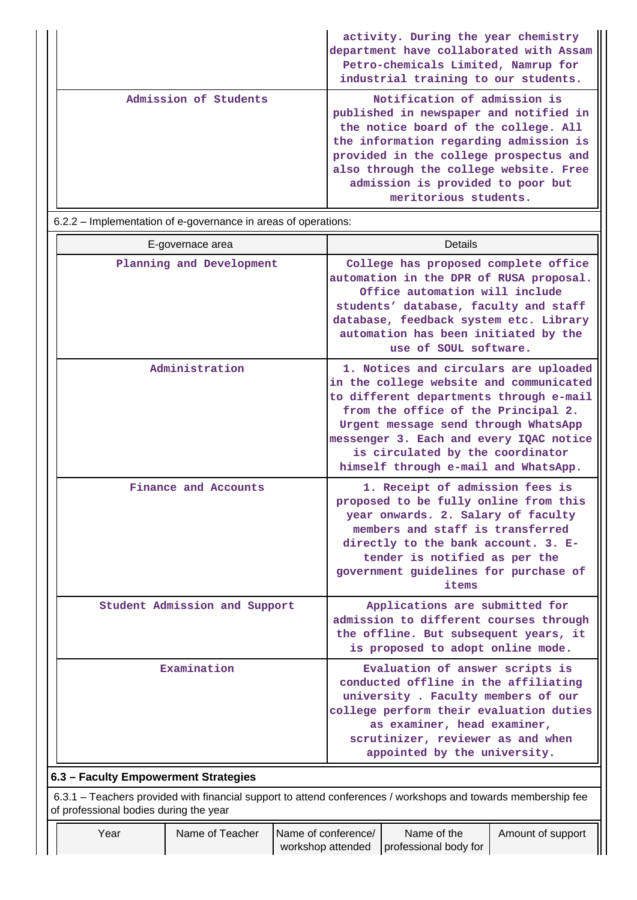| | |
|---|---|
| | activity. During the year chemistry department have collaborated with Assam Petro-chemicals Limited, Namrup for industrial training to our students. |
| Admission of Students | Notification of admission is published in newspaper and notified in the notice board of the college. All the information regarding admission is provided in the college prospectus and also through the college website. Free admission is provided to poor but meritorious students. |

6.2.2 – Implementation of e-governance in areas of operations:

| E-governace area | Details |
|---|---|
| Planning and Development | College has proposed complete office automation in the DPR of RUSA proposal. Office automation will include students' database, faculty and staff database, feedback system etc. Library automation has been initiated by the use of SOUL software. |
| Administration | 1. Notices and circulars are uploaded in the college website and communicated to different departments through e-mail from the office of the Principal 2. Urgent message send through WhatsApp messenger 3. Each and every IQAC notice is circulated by the coordinator himself through e-mail and WhatsApp. |
| Finance and Accounts | 1. Receipt of admission fees is proposed to be fully online from this year onwards. 2. Salary of faculty members and staff is transferred directly to the bank account. 3. E-tender is notified as per the government guidelines for purchase of items |
| Student Admission and Support | Applications are submitted for admission to different courses through the offline. But subsequent years, it is proposed to adopt online mode. |
| Examination | Evaluation of answer scripts is conducted offline in the affiliating university . Faculty members of our college perform their evaluation duties as examiner, head examiner, scrutinizer, reviewer as and when appointed by the university. |

**6.3 – Faculty Empowerment Strategies**

6.3.1 – Teachers provided with financial support to attend conferences / workshops and towards membership fee of professional bodies during the year

| Year | Name of Teacher | Name of conference/ workshop attended | Name of the professional body for | Amount of support |
|---|---|---|---|---|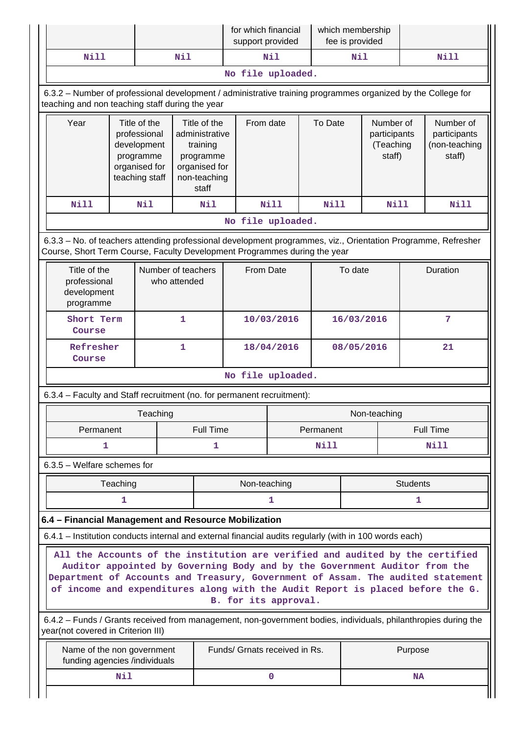| | | for which financial support provided | which membership fee is provided | |
|---|---|---|---|---|
| Nill | Nil | Nil | Nil | Nill |

No file uploaded.

6.3.2 – Number of professional development / administrative training programmes organized by the College for teaching and non teaching staff during the year

| Year | Title of the professional development programme organised for teaching staff | Title of the administrative training programme organised for non-teaching staff | From date | To Date | Number of participants (Teaching staff) | Number of participants (non-teaching staff) |
|---|---|---|---|---|---|---|
| Nill | Nil | Nil | Nill | Nill | Nill | Nill |

No file uploaded.

6.3.3 – No. of teachers attending professional development programmes, viz., Orientation Programme, Refresher Course, Short Term Course, Faculty Development Programmes during the year

| Title of the professional development programme | Number of teachers who attended | From Date | To date | Duration |
|---|---|---|---|---|
| Short Term Course | 1 | 10/03/2016 | 16/03/2016 | 7 |
| Refresher Course | 1 | 18/04/2016 | 08/05/2016 | 21 |

No file uploaded.

6.3.4 – Faculty and Staff recruitment (no. for permanent recruitment):

| Teaching | | Non-teaching | |
|---|---|---|---|
| Permanent | Full Time | Permanent | Full Time |
| 1 | 1 | Nill | Nill |

6.3.5 – Welfare schemes for

| Teaching | Non-teaching | Students |
|---|---|---|
| 1 | 1 | 1 |

**6.4 – Financial Management and Resource Mobilization**

6.4.1 – Institution conducts internal and external financial audits regularly (with in 100 words each)

All the Accounts of the institution are verified and audited by the certified Auditor appointed by Governing Body and by the Government Auditor from the Department of Accounts and Treasury, Government of Assam. The audited statement of income and expenditures along with the Audit Report is placed before the G. B. for its approval.

6.4.2 – Funds / Grants received from management, non-government bodies, individuals, philanthropies during the year(not covered in Criterion III)

| Name of the non government funding agencies /individuals | Funds/ Grnats received in Rs. | Purpose |
|---|---|---|
| Nil | 0 | NA |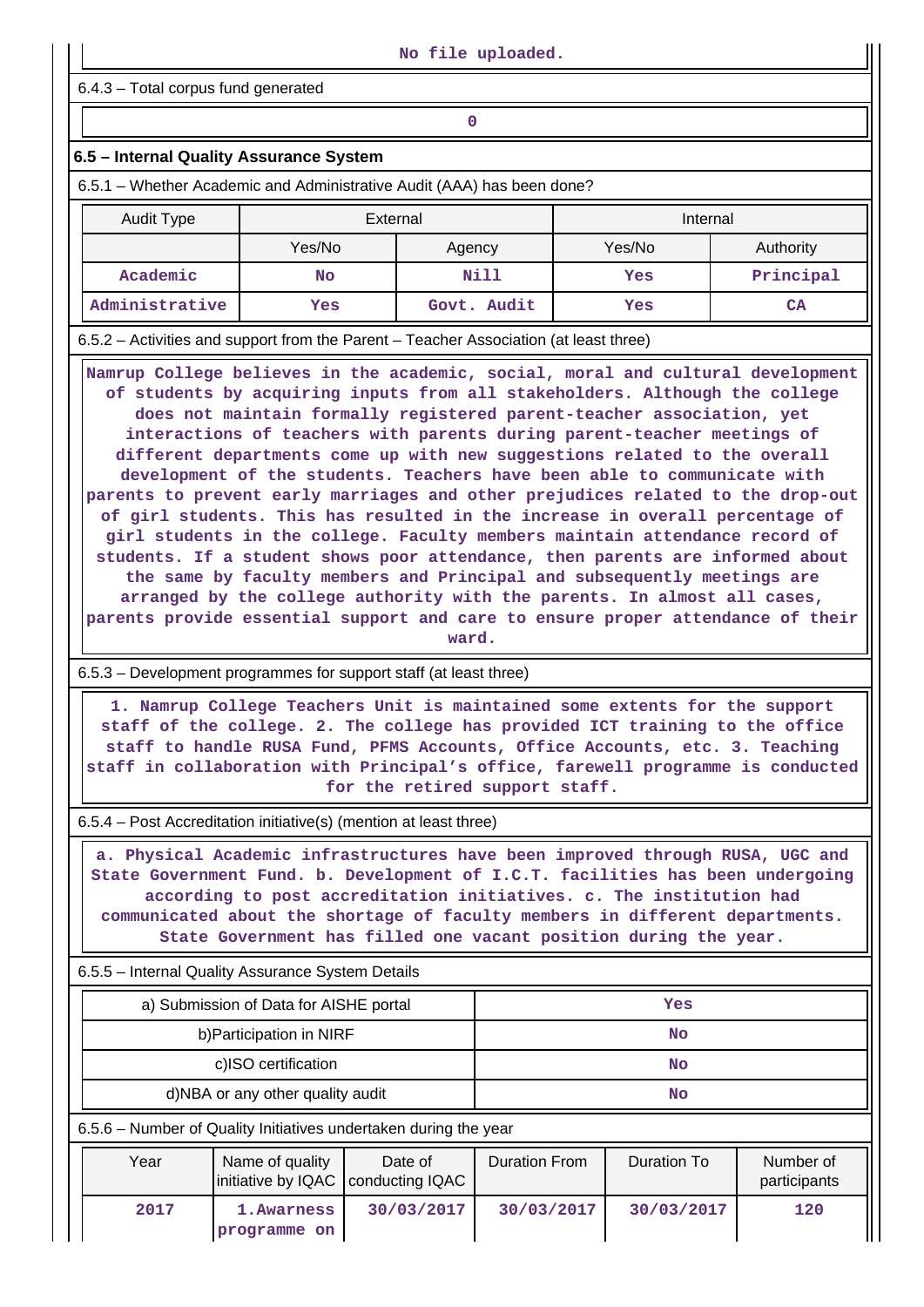No file uploaded.

6.4.3 – Total corpus fund generated

0

### 6.5 – Internal Quality Assurance System

6.5.1 – Whether Academic and Administrative Audit (AAA) has been done?

| Audit Type | External | | Internal | |
|---|---|---|---|---|
| | Yes/No | Agency | Yes/No | Authority |
| Academic | No | Nill | Yes | Principal |
| Administrative | Yes | Govt. Audit | Yes | CA |

6.5.2 – Activities and support from the Parent – Teacher Association (at least three)

Namrup College believes in the academic, social, moral and cultural development of students by acquiring inputs from all stakeholders. Although the college does not maintain formally registered parent-teacher association, yet interactions of teachers with parents during parent-teacher meetings of different departments come up with new suggestions related to the overall development of the students. Teachers have been able to communicate with parents to prevent early marriages and other prejudices related to the drop-out of girl students. This has resulted in the increase in overall percentage of girl students in the college. Faculty members maintain attendance record of students. If a student shows poor attendance, then parents are informed about the same by faculty members and Principal and subsequently meetings are arranged by the college authority with the parents. In almost all cases, parents provide essential support and care to ensure proper attendance of their ward.

6.5.3 – Development programmes for support staff (at least three)

1. Namrup College Teachers Unit is maintained some extents for the support staff of the college. 2. The college has provided ICT training to the office staff to handle RUSA Fund, PFMS Accounts, Office Accounts, etc. 3. Teaching staff in collaboration with Principal's office, farewell programme is conducted for the retired support staff.

6.5.4 – Post Accreditation initiative(s) (mention at least three)

a. Physical Academic infrastructures have been improved through RUSA, UGC and State Government Fund. b. Development of I.C.T. facilities has been undergoing according to post accreditation initiatives. c. The institution had communicated about the shortage of faculty members in different departments. State Government has filled one vacant position during the year.

6.5.5 – Internal Quality Assurance System Details

| | |
|---|---|
| a) Submission of Data for AISHE portal | Yes |
| b)Participation in NIRF | No |
| c)ISO certification | No |
| d)NBA or any other quality audit | No |

6.5.6 – Number of Quality Initiatives undertaken during the year

| Year | Name of quality initiative by IQAC | Date of conducting IQAC | Duration From | Duration To | Number of participants |
|---|---|---|---|---|---|
| 2017 | 1.Awarness programme on | 30/03/2017 | 30/03/2017 | 30/03/2017 | 120 |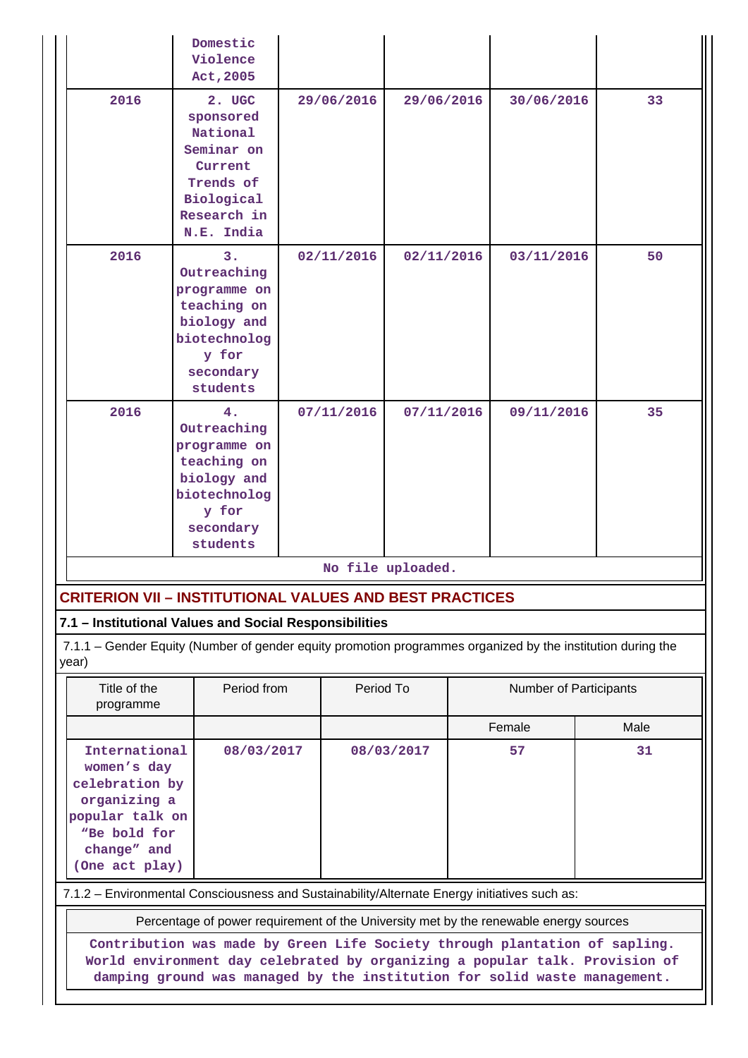| | | | | | |
|---|---|---|---|---|---|
| | Domestic Violence Act,2005 | | | | |
| 2016 | 2. UGC sponsored National Seminar on Current Trends of Biological Research in N.E. India | 29/06/2016 | 29/06/2016 | 30/06/2016 | 33 |
| 2016 | 3. Outreaching programme on teaching on biology and biotechnology for secondary students | 02/11/2016 | 02/11/2016 | 03/11/2016 | 50 |
| 2016 | 4. Outreaching programme on teaching on biology and biotechnology for secondary students | 07/11/2016 | 07/11/2016 | 09/11/2016 | 35 |

No file uploaded.

## CRITERION VII – INSTITUTIONAL VALUES AND BEST PRACTICES

### 7.1 – Institutional Values and Social Responsibilities

7.1.1 – Gender Equity (Number of gender equity promotion programmes organized by the institution during the year)

| Title of the programme | Period from | Period To | Number of Participants | |
|---|---|---|---|---|
| | | | Female | Male |
| International women's day celebration by organizing a popular talk on "Be bold for change" and (One act play) | 08/03/2017 | 08/03/2017 | 57 | 31 |

7.1.2 – Environmental Consciousness and Sustainability/Alternate Energy initiatives such as:

| Percentage of power requirement of the University met by the renewable energy sources |
|---|
| Contribution was made by Green Life Society through plantation of sapling. World environment day celebrated by organizing a popular talk. Provision of damping ground was managed by the institution for solid waste management. |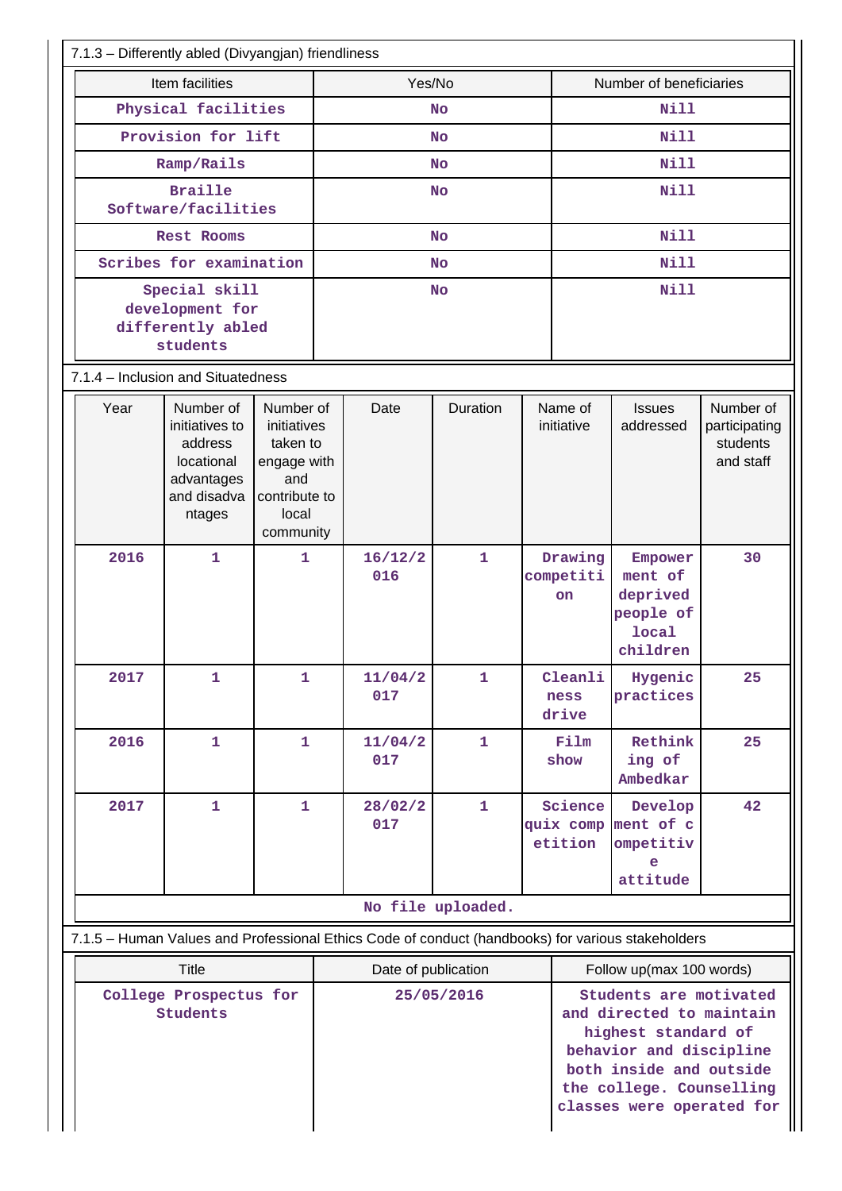7.1.3 – Differently abled (Divyangjan) friendliness

| Item facilities | Yes/No | Number of beneficiaries |
|---|---|---|
| Physical facilities | No | Nill |
| Provision for lift | No | Nill |
| Ramp/Rails | No | Nill |
| Braille Software/facilities | No | Nill |
| Rest Rooms | No | Nill |
| Scribes for examination | No | Nill |
| Special skill development for differently abled students | No | Nill |

7.1.4 – Inclusion and Situatedness

| Year | Number of initiatives to address locational advantages and disadvantages | Number of initiatives taken to engage with and contribute to local community | Date | Duration | Name of initiative | Issues addressed | Number of participating students and staff |
|---|---|---|---|---|---|---|---|
| 2016 | 1 | 1 | 16/12/2016 | 1 | Drawing competition | Empowerment of deprived people of local children | 30 |
| 2017 | 1 | 1 | 11/04/2017 | 1 | Cleanliness drive | Hygenic practices | 25 |
| 2016 | 1 | 1 | 11/04/2017 | 1 | Film show | Rethinking of Ambedkar | 25 |
| 2017 | 1 | 1 | 28/02/2017 | 1 | Science quix competition | Development of competitive attitude | 42 |

No file uploaded.

7.1.5 – Human Values and Professional Ethics Code of conduct (handbooks) for various stakeholders

| Title | Date of publication | Follow up(max 100 words) |
|---|---|---|
| College Prospectus for Students | 25/05/2016 | Students are motivated and directed to maintain highest standard of behavior and discipline both inside and outside the college. Counselling classes were operated for |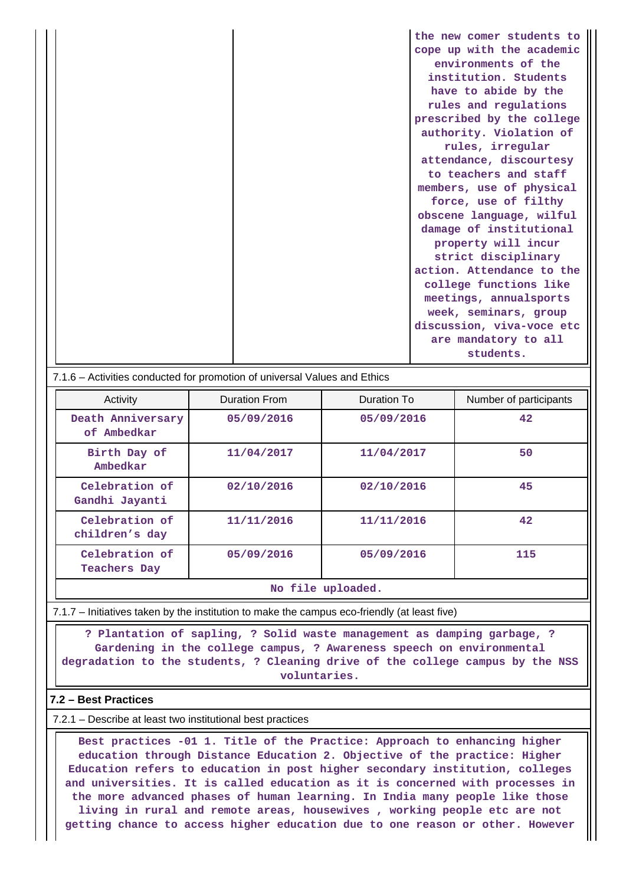| | | the new comer students to cope up with the academic environments of the institution. Students have to abide by the rules and regulations prescribed by the college authority. Violation of rules, irregular attendance, discourtesy to teachers and staff members, use of physical force, use of filthy obscene language, wilful damage of institutional property will incur strict disciplinary action. Attendance to the college functions like meetings, annualsports week, seminars, group discussion, viva-voce etc are mandatory to all students. |
|---|---|---|

7.1.6 – Activities conducted for promotion of universal Values and Ethics

| Activity | Duration From | Duration To | Number of participants |
|---|---|---|---|
| Death Anniversary of Ambedkar | 05/09/2016 | 05/09/2016 | 42 |
| Birth Day of Ambedkar | 11/04/2017 | 11/04/2017 | 50 |
| Celebration of Gandhi Jayanti | 02/10/2016 | 02/10/2016 | 45 |
| Celebration of children's day | 11/11/2016 | 11/11/2016 | 42 |
| Celebration of Teachers Day | 05/09/2016 | 05/09/2016 | 115 |

No file uploaded.

7.1.7 – Initiatives taken by the institution to make the campus eco-friendly (at least five)

? Plantation of sapling, ? Solid waste management as damping garbage, ? Gardening in the college campus, ? Awareness speech on environmental degradation to the students, ? Cleaning drive of the college campus by the NSS voluntaries.

**7.2 – Best Practices**

7.2.1 – Describe at least two institutional best practices

Best practices -01 1. Title of the Practice: Approach to enhancing higher education through Distance Education 2. Objective of the practice: Higher Education refers to education in post higher secondary institution, colleges and universities. It is called education as it is concerned with processes in the more advanced phases of human learning. In India many people like those living in rural and remote areas, housewives , working people etc are not getting chance to access higher education due to one reason or other. However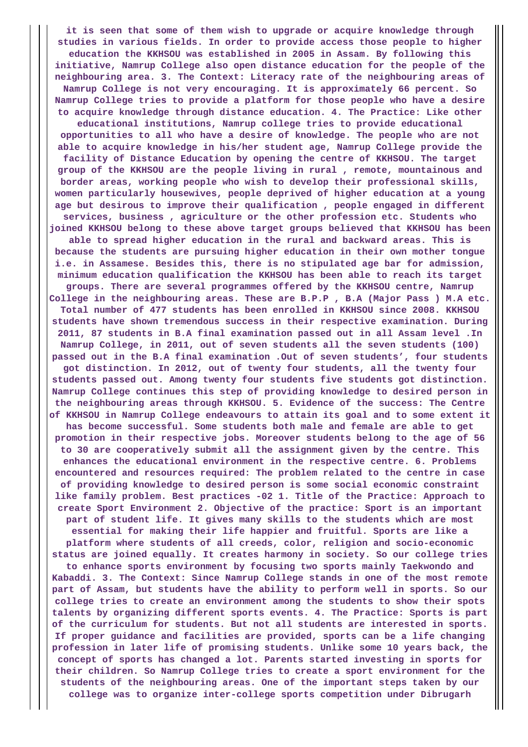it is seen that some of them wish to upgrade or acquire knowledge through studies in various fields. In order to provide access those people to higher education the KKHSOU was established in 2005 in Assam. By following this initiative, Namrup College also open distance education for the people of the neighbouring area. 3. The Context: Literacy rate of the neighbouring areas of Namrup College is not very encouraging. It is approximately 66 percent. So Namrup College tries to provide a platform for those people who have a desire to acquire knowledge through distance education. 4. The Practice: Like other educational institutions, Namrup college tries to provide educational opportunities to all who have a desire of knowledge. The people who are not able to acquire knowledge in his/her student age, Namrup College provide the facility of Distance Education by opening the centre of KKHSOU. The target group of the KKHSOU are the people living in rural , remote, mountainous and border areas, working people who wish to develop their professional skills, women particularly housewives, people deprived of higher education at a young age but desirous to improve their qualification , people engaged in different services, business , agriculture or the other profession etc. Students who joined KKHSOU belong to these above target groups believed that KKHSOU has been able to spread higher education in the rural and backward areas. This is because the students are pursuing higher education in their own mother tongue i.e. in Assamese. Besides this, there is no stipulated age bar for admission, minimum education qualification the KKHSOU has been able to reach its target groups. There are several programmes offered by the KKHSOU centre, Namrup College in the neighbouring areas. These are B.P.P , B.A (Major Pass ) M.A etc. Total number of 477 students has been enrolled in KKHSOU since 2008. KKHSOU students have shown tremendous success in their respective examination. During 2011, 87 students in B.A final examination passed out in all Assam level .In Namrup College, in 2011, out of seven students all the seven students (100) passed out in the B.A final examination .Out of seven students', four students got distinction. In 2012, out of twenty four students, all the twenty four students passed out. Among twenty four students five students got distinction. Namrup College continues this step of providing knowledge to desired person in the neighbouring areas through KKHSOU. 5. Evidence of the success: The Centre of KKHSOU in Namrup College endeavours to attain its goal and to some extent it has become successful. Some students both male and female are able to get promotion in their respective jobs. Moreover students belong to the age of 56 to 30 are cooperatively submit all the assignment given by the centre. This enhances the educational environment in the respective centre. 6. Problems encountered and resources required: The problem related to the centre in case of providing knowledge to desired person is some social economic constraint like family problem. Best practices -02 1. Title of the Practice: Approach to create Sport Environment 2. Objective of the practice: Sport is an important part of student life. It gives many skills to the students which are most essential for making their life happier and fruitful. Sports are like a platform where students of all creeds, color, religion and socio-economic status are joined equally. It creates harmony in society. So our college tries to enhance sports environment by focusing two sports mainly Taekwondo and Kabaddi. 3. The Context: Since Namrup College stands in one of the most remote part of Assam, but students have the ability to perform well in sports. So our college tries to create an environment among the students to show their spots talents by organizing different sports events. 4. The Practice: Sports is part of the curriculum for students. But not all students are interested in sports. If proper guidance and facilities are provided, sports can be a life changing profession in later life of promising students. Unlike some 10 years back, the concept of sports has changed a lot. Parents started investing in sports for their children. So Namrup College tries to create a sport environment for the students of the neighbouring areas. One of the important steps taken by our college was to organize inter-college sports competition under Dibrugarh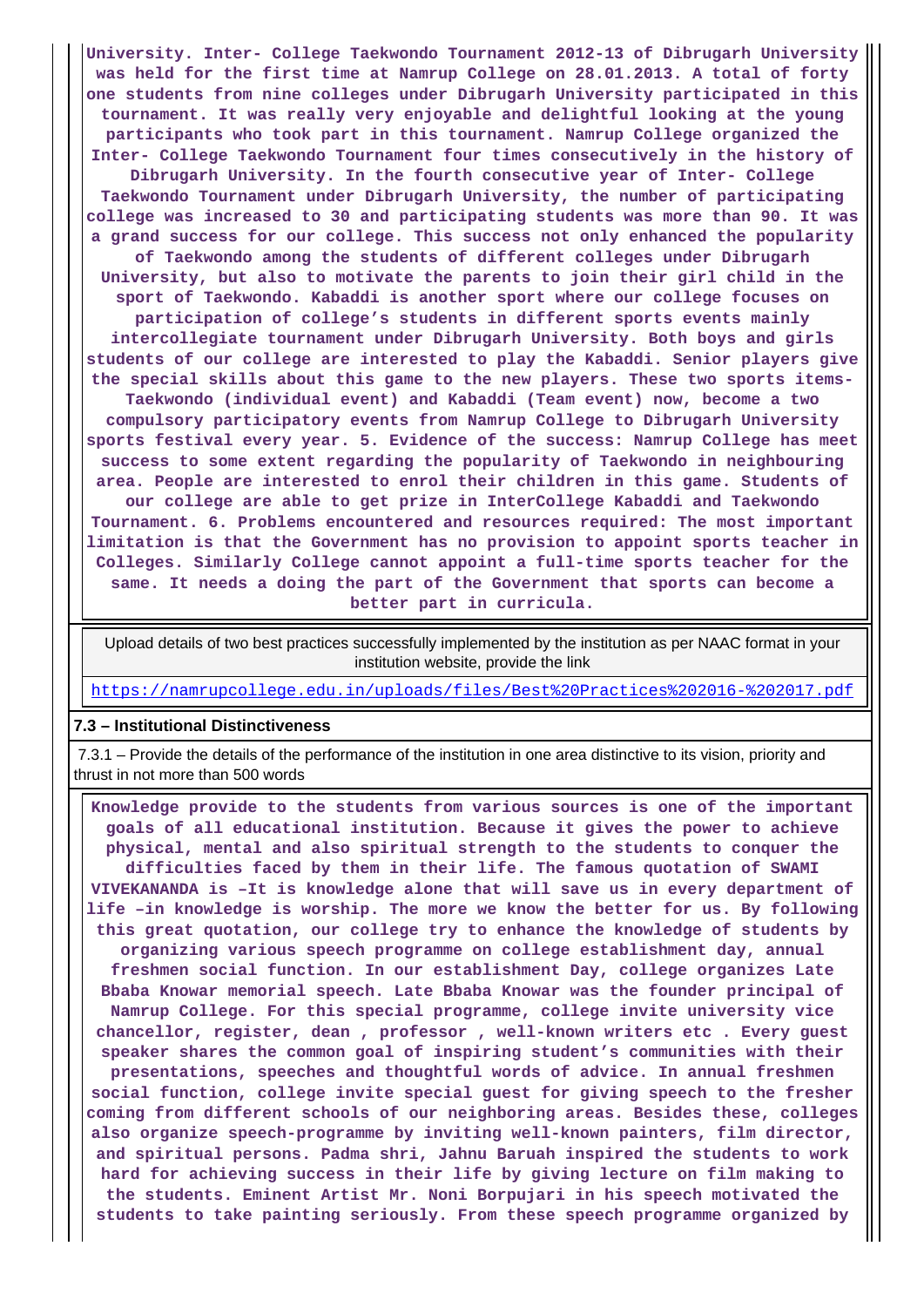**University. Inter- College Taekwondo Tournament 2012-13 of Dibrugarh University was held for the first time at Namrup College on 28.01.2013. A total of forty one students from nine colleges under Dibrugarh University participated in this tournament. It was really very enjoyable and delightful looking at the young participants who took part in this tournament. Namrup College organized the Inter- College Taekwondo Tournament four times consecutively in the history of Dibrugarh University. In the fourth consecutive year of Inter- College Taekwondo Tournament under Dibrugarh University, the number of participating college was increased to 30 and participating students was more than 90. It was a grand success for our college. This success not only enhanced the popularity of Taekwondo among the students of different colleges under Dibrugarh University, but also to motivate the parents to join their girl child in the sport of Taekwondo. Kabaddi is another sport where our college focuses on participation of college's students in different sports events mainly intercollegiate tournament under Dibrugarh University. Both boys and girls students of our college are interested to play the Kabaddi. Senior players give the special skills about this game to the new players. These two sports items- Taekwondo (individual event) and Kabaddi (Team event) now, become a two compulsory participatory events from Namrup College to Dibrugarh University sports festival every year. 5. Evidence of the success: Namrup College has meet success to some extent regarding the popularity of Taekwondo in neighbouring area. People are interested to enrol their children in this game. Students of our college are able to get prize in InterCollege Kabaddi and Taekwondo Tournament. 6. Problems encountered and resources required: The most important limitation is that the Government has no provision to appoint sports teacher in Colleges. Similarly College cannot appoint a full-time sports teacher for the same. It needs a doing the part of the Government that sports can become a better part in curricula.**

Upload details of two best practices successfully implemented by the institution as per NAAC format in your institution website, provide the link

https://namrupcollege.edu.in/uploads/files/Best%20Practices%202016-%202017.pdf

**7.3 – Institutional Distinctiveness**

7.3.1 – Provide the details of the performance of the institution in one area distinctive to its vision, priority and thrust in not more than 500 words

**Knowledge provide to the students from various sources is one of the important goals of all educational institution. Because it gives the power to achieve physical, mental and also spiritual strength to the students to conquer the difficulties faced by them in their life. The famous quotation of SWAMI VIVEKANANDA is –It is knowledge alone that will save us in every department of life –in knowledge is worship. The more we know the better for us. By following this great quotation, our college try to enhance the knowledge of students by organizing various speech programme on college establishment day, annual freshmen social function. In our establishment Day, college organizes Late Bbaba Knowar memorial speech. Late Bbaba Knowar was the founder principal of Namrup College. For this special programme, college invite university vice chancellor, register, dean , professor , well-known writers etc . Every guest speaker shares the common goal of inspiring student's communities with their presentations, speeches and thoughtful words of advice. In annual freshmen social function, college invite special guest for giving speech to the fresher coming from different schools of our neighboring areas. Besides these, colleges also organize speech-programme by inviting well-known painters, film director, and spiritual persons. Padma shri, Jahnu Baruah inspired the students to work hard for achieving success in their life by giving lecture on film making to the students. Eminent Artist Mr. Noni Borpujari in his speech motivated the students to take painting seriously. From these speech programme organized by**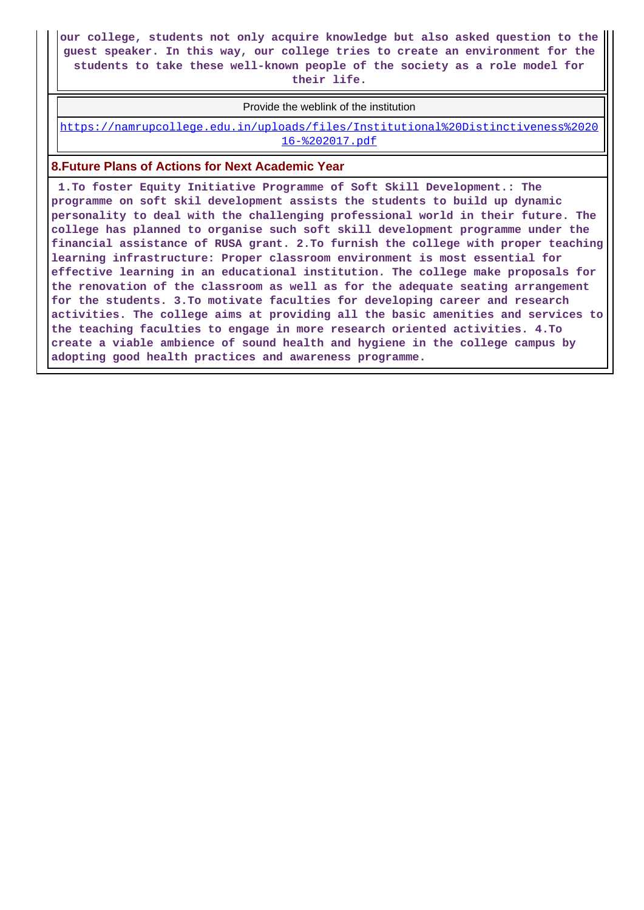our college, students not only acquire knowledge but also asked question to the guest speaker. In this way, our college tries to create an environment for the students to take these well-known people of the society as a role model for their life.

| Provide the weblink of the institution |
| --- |
| https://namrupcollege.edu.in/uploads/files/Institutional%20Distinctiveness%2020 16-%202017.pdf |

## 8.Future Plans of Actions for Next Academic Year

1.To foster Equity Initiative Programme of Soft Skill Development.: The programme on soft skil development assists the students to build up dynamic personality to deal with the challenging professional world in their future. The college has planned to organise such soft skill development programme under the financial assistance of RUSA grant. 2.To furnish the college with proper teaching learning infrastructure: Proper classroom environment is most essential for effective learning in an educational institution. The college make proposals for the renovation of the classroom as well as for the adequate seating arrangement for the students. 3.To motivate faculties for developing career and research activities. The college aims at providing all the basic amenities and services to the teaching faculties to engage in more research oriented activities. 4.To create a viable ambience of sound health and hygiene in the college campus by adopting good health practices and awareness programme.